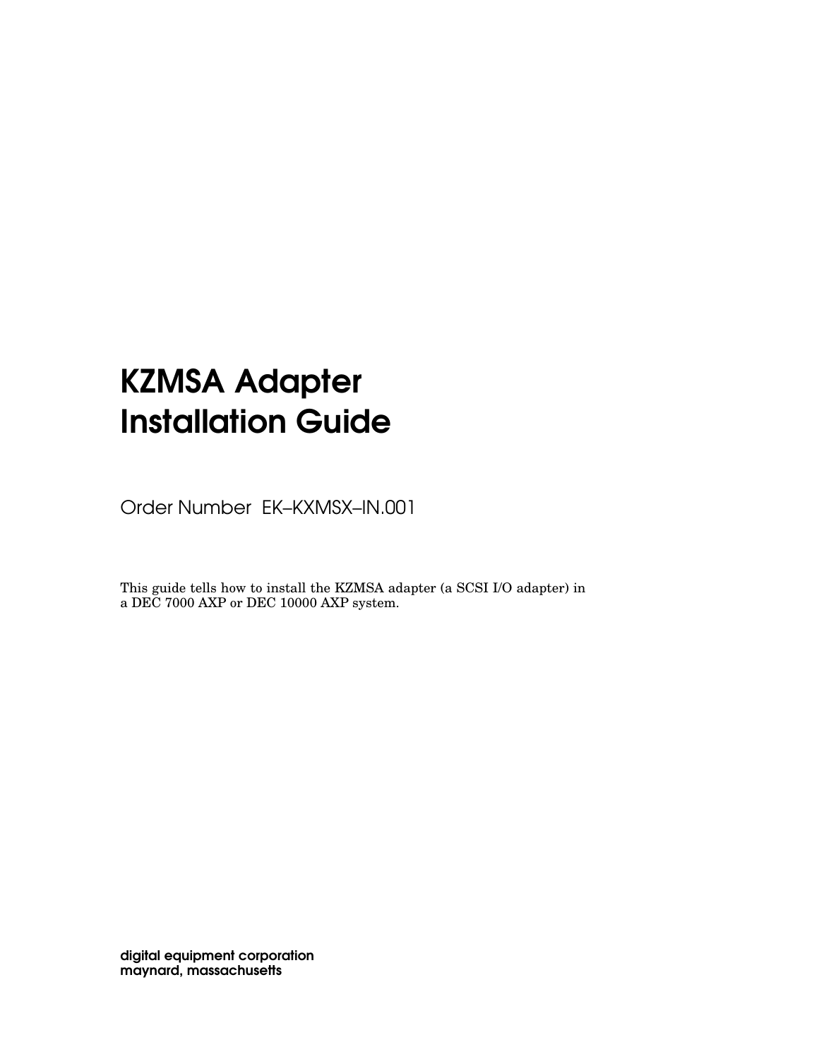# KZMSA Adapter Installation Guide

Order Number EK–KXMSX–IN.001

This guide tells how to install the KZMSA adapter (a SCSI I/O adapter) in a DEC 7000 AXP or DEC 10000 AXP system.

**digital equipment corporation**
**maynard, massachusetts**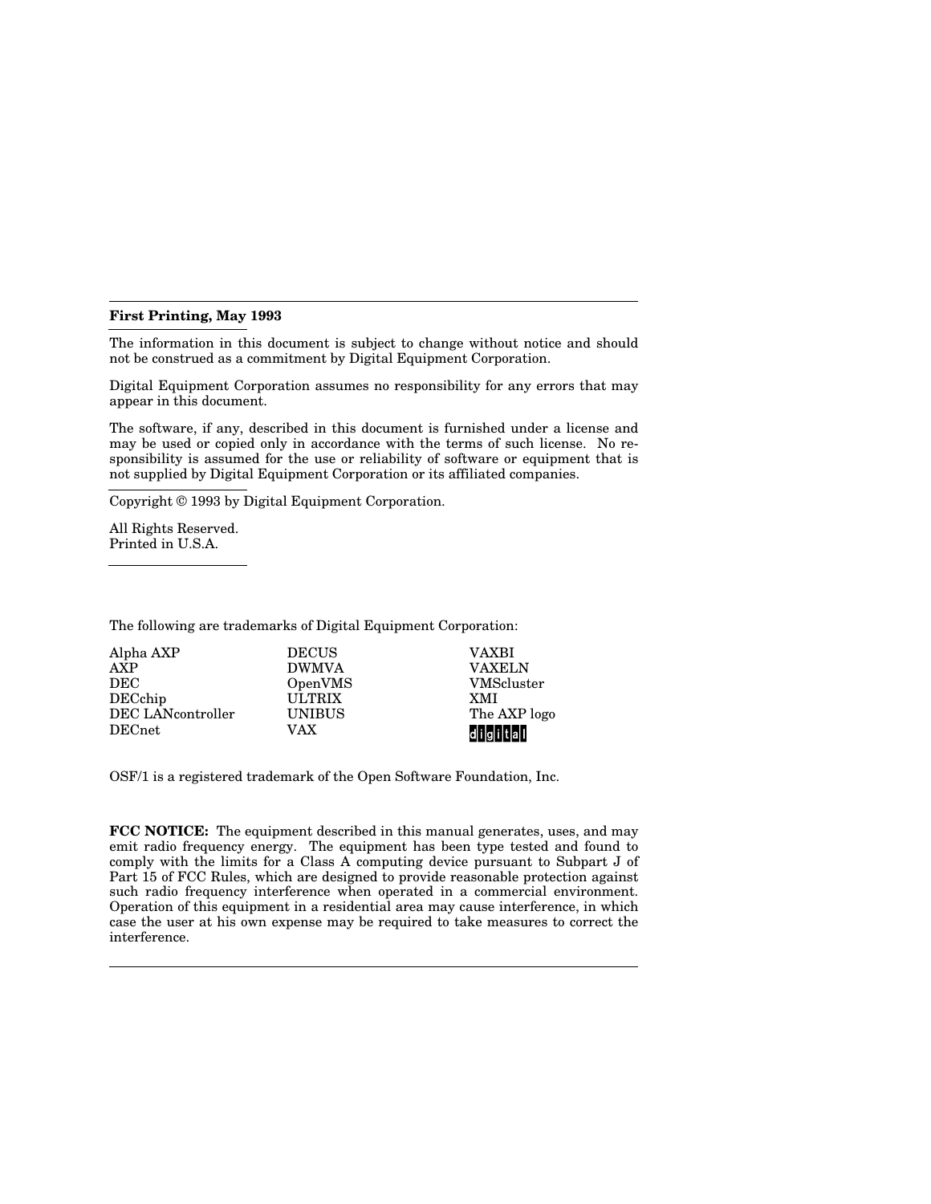**First Printing, May 1993**

The information in this document is subject to change without notice and should not be construed as a commitment by Digital Equipment Corporation.

Digital Equipment Corporation assumes no responsibility for any errors that may appear in this document.

The software, if any, described in this document is furnished under a license and may be used or copied only in accordance with the terms of such license. No responsibility is assumed for the use or reliability of software or equipment that is not supplied by Digital Equipment Corporation or its affiliated companies.

Copyright © 1993 by Digital Equipment Corporation.

All Rights Reserved.
Printed in U.S.A.

The following are trademarks of Digital Equipment Corporation:

| | | |
|---|---|---|
| Alpha AXP | DECUS | VAXBI |
| AXP | DWMVA | VAXELN |
| DEC | OpenVMS | VMScluster |
| DECchip | ULTRIX | XMI |
| DEC LANcontroller | UNIBUS | The AXP logo |
| DECnet | VAX | digital |

OSF/1 is a registered trademark of the Open Software Foundation, Inc.

**FCC NOTICE:** The equipment described in this manual generates, uses, and may emit radio frequency energy. The equipment has been type tested and found to comply with the limits for a Class A computing device pursuant to Subpart J of Part 15 of FCC Rules, which are designed to provide reasonable protection against such radio frequency interference when operated in a commercial environment. Operation of this equipment in a residential area may cause interference, in which case the user at his own expense may be required to take measures to correct the interference.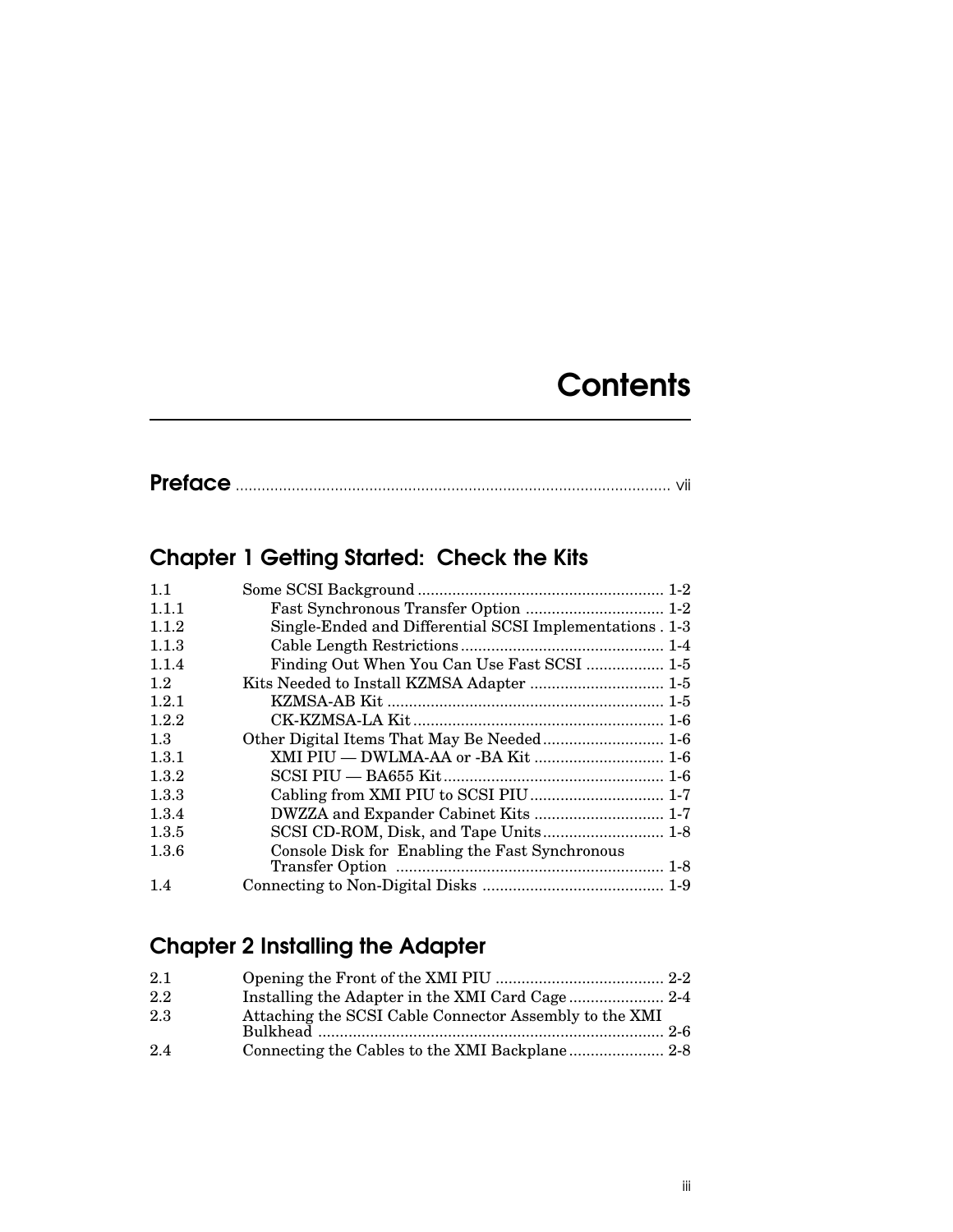# Contents

**Preface** .................................................................................................... vii

## Chapter 1 Getting Started: Check the Kits

| | | |
|---|---|---|
| 1.1 | Some SCSI Background | 1-2 |
| 1.1.1 | Fast Synchronous Transfer Option | 1-2 |
| 1.1.2 | Single-Ended and Differential SCSI Implementations | 1-3 |
| 1.1.3 | Cable Length Restrictions | 1-4 |
| 1.1.4 | Finding Out When You Can Use Fast SCSI | 1-5 |
| 1.2 | Kits Needed to Install KZMSA Adapter | 1-5 |
| 1.2.1 | KZMSA-AB Kit | 1-5 |
| 1.2.2 | CK-KZMSA-LA Kit | 1-6 |
| 1.3 | Other Digital Items That May Be Needed | 1-6 |
| 1.3.1 | XMI PIU — DWLMA-AA or -BA Kit | 1-6 |
| 1.3.2 | SCSI PIU — BA655 Kit | 1-6 |
| 1.3.3 | Cabling from XMI PIU to SCSI PIU | 1-7 |
| 1.3.4 | DWZZA and Expander Cabinet Kits | 1-7 |
| 1.3.5 | SCSI CD-ROM, Disk, and Tape Units | 1-8 |
| 1.3.6 | Console Disk for Enabling the Fast Synchronous Transfer Option | 1-8 |
| 1.4 | Connecting to Non-Digital Disks | 1-9 |

## Chapter 2 Installing the Adapter

| | | |
|---|---|---|
| 2.1 | Opening the Front of the XMI PIU | 2-2 |
| 2.2 | Installing the Adapter in the XMI Card Cage | 2-4 |
| 2.3 | Attaching the SCSI Cable Connector Assembly to the XMI Bulkhead | 2-6 |
| 2.4 | Connecting the Cables to the XMI Backplane | 2-8 |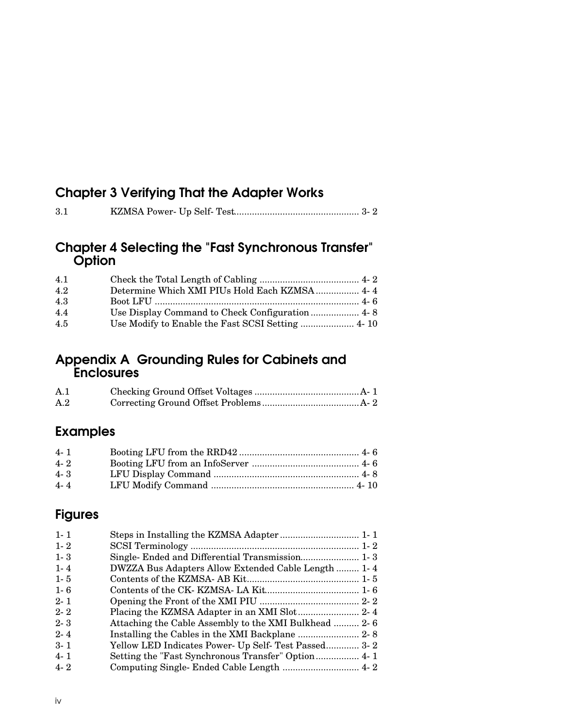## Chapter 3 Verifying That the Adapter Works

| | | |
|---|---|---|
| 3.1 | KZMSA Power- Up Self- Test | 3- 2 |

## Chapter 4 Selecting the "Fast Synchronous Transfer" Option

| | | |
|---|---|---|
| 4.1 | Check the Total Length of Cabling | 4- 2 |
| 4.2 | Determine Which XMI PIUs Hold Each KZMSA | 4- 4 |
| 4.3 | Boot LFU | 4- 6 |
| 4.4 | Use Display Command to Check Configuration | 4- 8 |
| 4.5 | Use Modify to Enable the Fast SCSI Setting | 4- 10 |

## Appendix A Grounding Rules for Cabinets and Enclosures

| | | |
|---|---|---|
| A.1 | Checking Ground Offset Voltages | A- 1 |
| A.2 | Correcting Ground Offset Problems | A- 2 |

## Examples

| | | |
|---|---|---|
| 4- 1 | Booting LFU from the RRD42 | 4- 6 |
| 4- 2 | Booting LFU from an InfoServer | 4- 6 |
| 4- 3 | LFU Display Command | 4- 8 |
| 4- 4 | LFU Modify Command | 4- 10 |

## Figures

| | | |
|---|---|---|
| 1- 1 | Steps in Installing the KZMSA Adapter | 1- 1 |
| 1- 2 | SCSI Terminology | 1- 2 |
| 1- 3 | Single- Ended and Differential Transmission | 1- 3 |
| 1- 4 | DWZZA Bus Adapters Allow Extended Cable Length | 1- 4 |
| 1- 5 | Contents of the KZMSA- AB Kit | 1- 5 |
| 1- 6 | Contents of the CK- KZMSA- LA Kit | 1- 6 |
| 2- 1 | Opening the Front of the XMI PIU | 2- 2 |
| 2- 2 | Placing the KZMSA Adapter in an XMI Slot | 2- 4 |
| 2- 3 | Attaching the Cable Assembly to the XMI Bulkhead | 2- 6 |
| 2- 4 | Installing the Cables in the XMI Backplane | 2- 8 |
| 3- 1 | Yellow LED Indicates Power- Up Self- Test Passed | 3- 2 |
| 4- 1 | Setting the "Fast Synchronous Transfer" Option | 4- 1 |
| 4- 2 | Computing Single- Ended Cable Length | 4- 2 |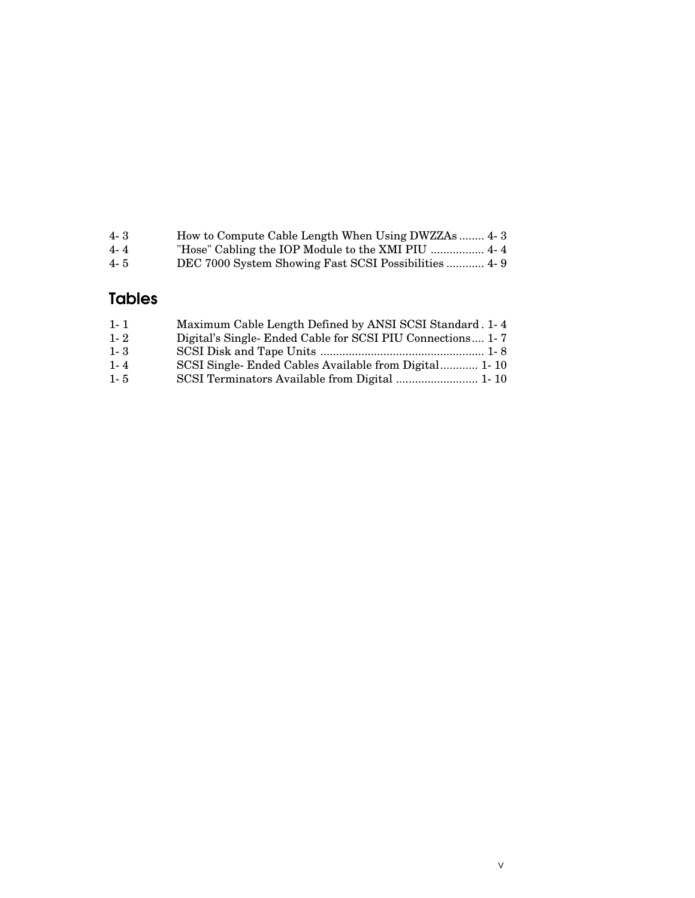4- 3 How to Compute Cable Length When Using DWZZAs ........ 4- 3
4- 4 "Hose" Cabling the IOP Module to the XMI PIU ................. 4- 4
4- 5 DEC 7000 System Showing Fast SCSI Possibilities ............ 4- 9

## Tables

1- 1 Maximum Cable Length Defined by ANSI SCSI Standard . 1- 4
1- 2 Digital's Single- Ended Cable for SCSI PIU Connections.... 1- 7
1- 3 SCSI Disk and Tape Units .................................................... 1- 8
1- 4 SCSI Single- Ended Cables Available from Digital............ 1- 10
1- 5 SCSI Terminators Available from Digital .......................... 1- 10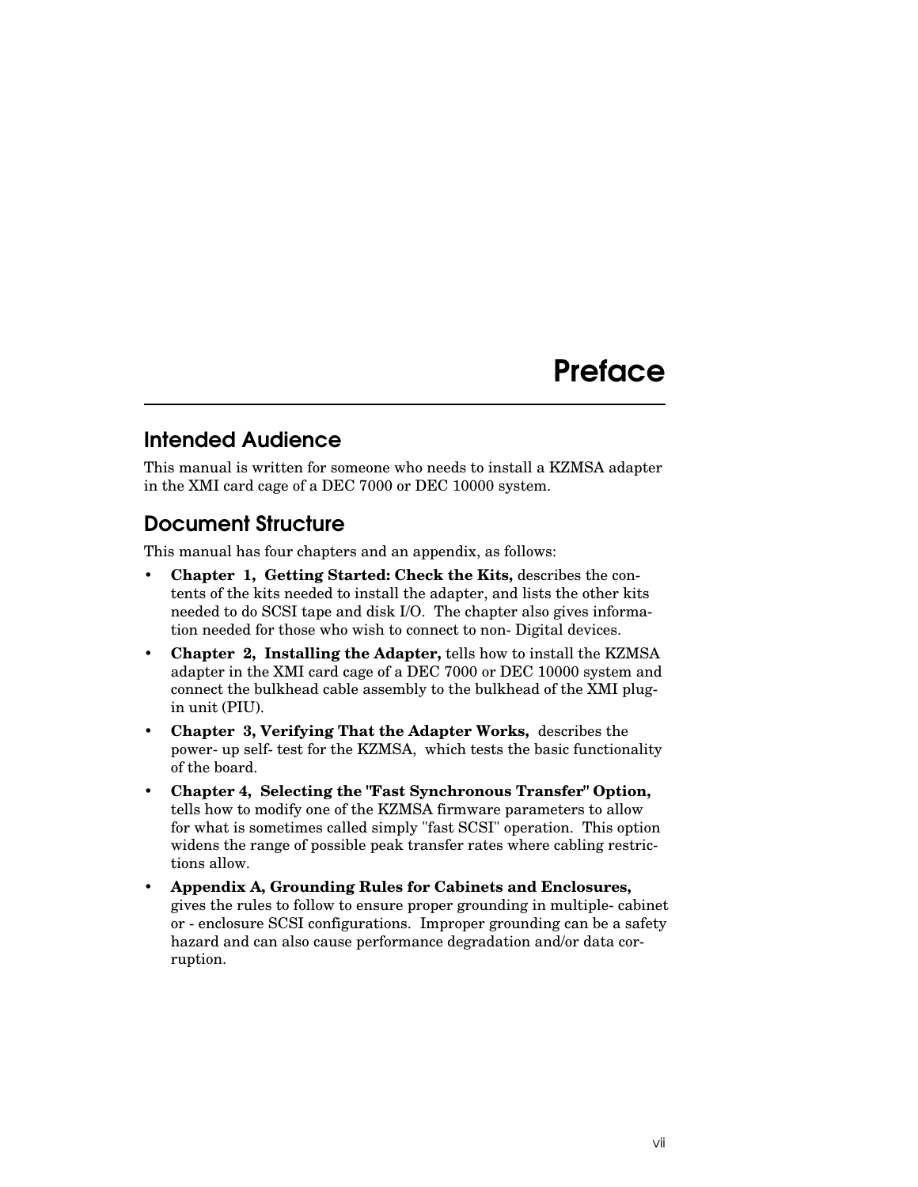# Preface

## Intended Audience

This manual is written for someone who needs to install a KZMSA adapter in the XMI card cage of a DEC 7000 or DEC 10000 system.

## Document Structure

This manual has four chapters and an appendix, as follows:

- **Chapter 1, Getting Started: Check the Kits,** describes the contents of the kits needed to install the adapter, and lists the other kits needed to do SCSI tape and disk I/O. The chapter also gives information needed for those who wish to connect to non- Digital devices.
- **Chapter 2, Installing the Adapter,** tells how to install the KZMSA adapter in the XMI card cage of a DEC 7000 or DEC 10000 system and connect the bulkhead cable assembly to the bulkhead of the XMI plug-in unit (PIU).
- **Chapter 3, Verifying That the Adapter Works,** describes the power- up self- test for the KZMSA, which tests the basic functionality of the board.
- **Chapter 4, Selecting the "Fast Synchronous Transfer" Option,** tells how to modify one of the KZMSA firmware parameters to allow for what is sometimes called simply "fast SCSI" operation. This option widens the range of possible peak transfer rates where cabling restrictions allow.
- **Appendix A, Grounding Rules for Cabinets and Enclosures,** gives the rules to follow to ensure proper grounding in multiple- cabinet or - enclosure SCSI configurations. Improper grounding can be a safety hazard and can also cause performance degradation and/or data corruption.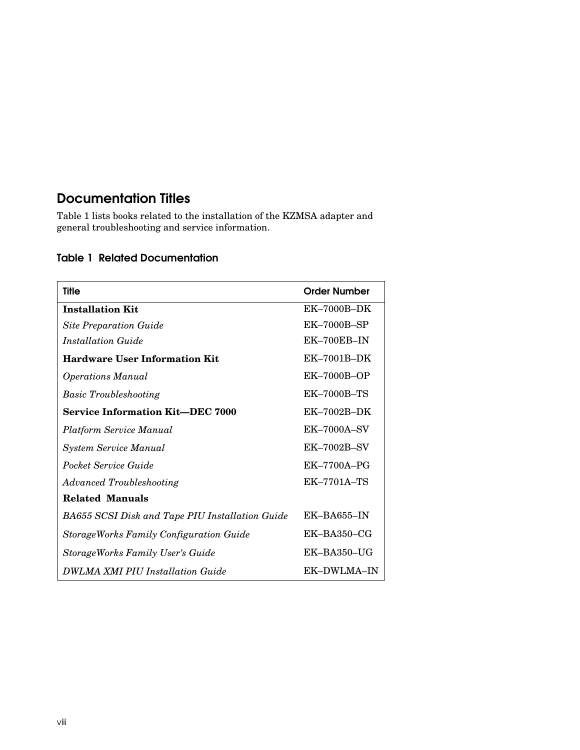## Documentation Titles

Table 1 lists books related to the installation of the KZMSA adapter and general troubleshooting and service information.

### Table 1 Related Documentation

| Title | Order Number |
|---|---|
| **Installation Kit** | EK–7000B–DK |
| *Site Preparation Guide* | EK–7000B–SP |
| *Installation Guide* | EK–700EB–IN |
| **Hardware User Information Kit** | EK–7001B–DK |
| *Operations Manual* | EK–7000B–OP |
| *Basic Troubleshooting* | EK–7000B–TS |
| **Service Information Kit—DEC 7000** | EK–7002B–DK |
| *Platform Service Manual* | EK–7000A–SV |
| *System Service Manual* | EK–7002B–SV |
| *Pocket Service Guide* | EK–7700A–PG |
| *Advanced Troubleshooting* | EK–7701A–TS |
| **Related Manuals** | |
| *BA655 SCSI Disk and Tape PIU Installation Guide* | EK–BA655–IN |
| *StorageWorks Family Configuration Guide* | EK–BA350–CG |
| *StorageWorks Family User's Guide* | EK–BA350–UG |
| *DWLMA XMI PIU Installation Guide* | EK–DWLMA–IN |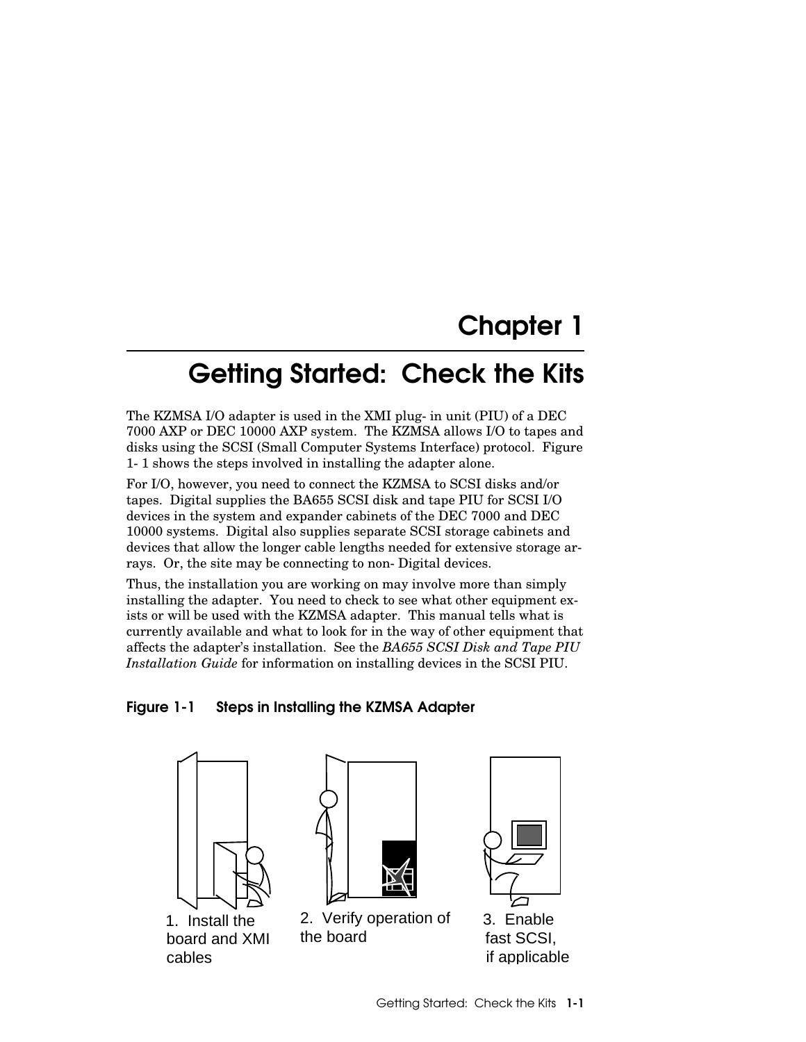# Chapter 1

# Getting Started: Check the Kits

The KZMSA I/O adapter is used in the XMI plug- in unit (PIU) of a DEC 7000 AXP or DEC 10000 AXP system. The KZMSA allows I/O to tapes and disks using the SCSI (Small Computer Systems Interface) protocol. Figure 1- 1 shows the steps involved in installing the adapter alone.

For I/O, however, you need to connect the KZMSA to SCSI disks and/or tapes. Digital supplies the BA655 SCSI disk and tape PIU for SCSI I/O devices in the system and expander cabinets of the DEC 7000 and DEC 10000 systems. Digital also supplies separate SCSI storage cabinets and devices that allow the longer cable lengths needed for extensive storage arrays. Or, the site may be connecting to non- Digital devices.

Thus, the installation you are working on may involve more than simply installing the adapter. You need to check to see what other equipment exists or will be used with the KZMSA adapter. This manual tells what is currently available and what to look for in the way of other equipment that affects the adapter's installation. See the *BA655 SCSI Disk and Tape PIU Installation Guide* for information on installing devices in the SCSI PIU.

**Figure 1-1 Steps in Installing the KZMSA Adapter**

1. Install the board and XMI cables
2. Verify operation of the board
3. Enable fast SCSI, if applicable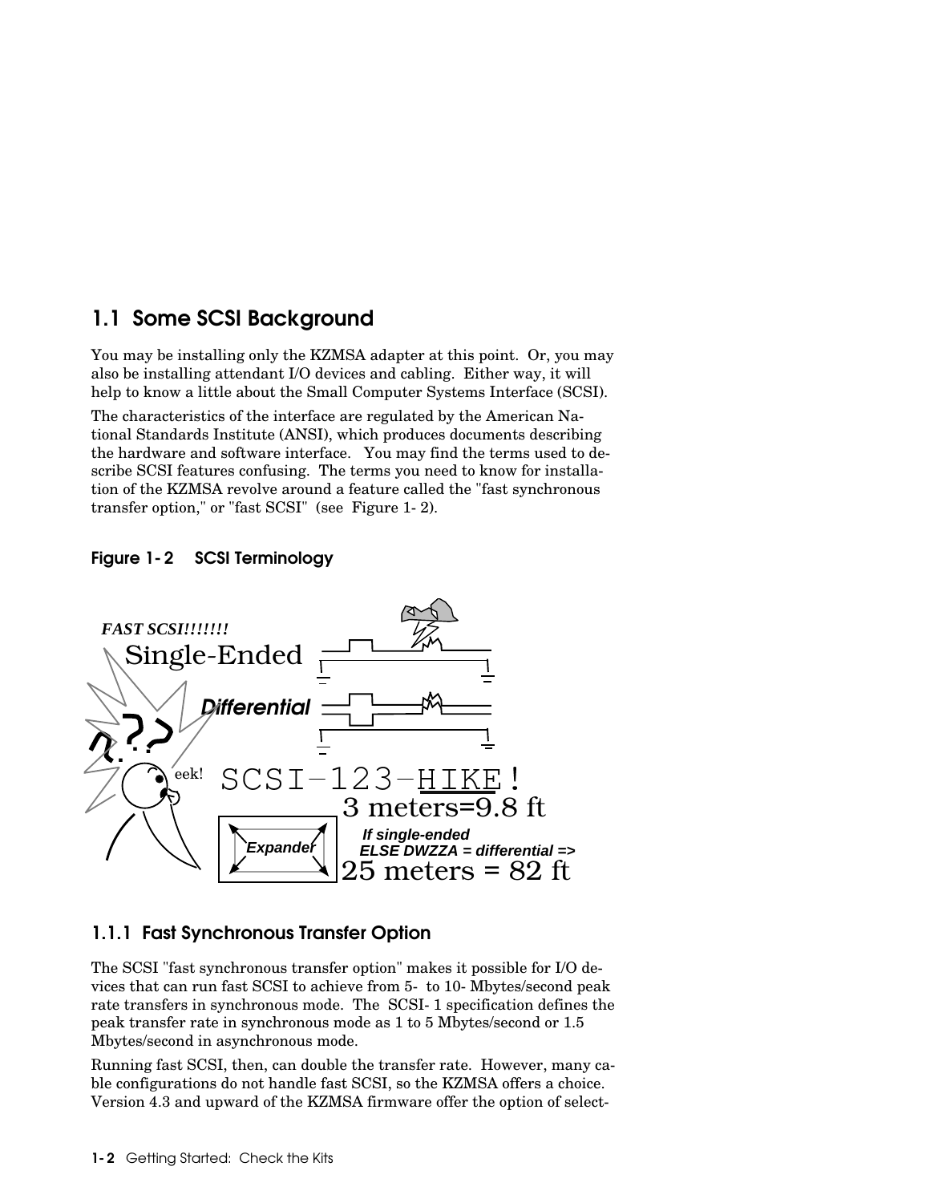## 1.1 Some SCSI Background

You may be installing only the KZMSA adapter at this point. Or, you may also be installing attendant I/O devices and cabling. Either way, it will help to know a little about the Small Computer Systems Interface (SCSI).

The characteristics of the interface are regulated by the American National Standards Institute (ANSI), which produces documents describing the hardware and software interface. You may find the terms used to describe SCSI features confusing. The terms you need to know for installation of the KZMSA revolve around a feature called the "fast synchronous transfer option," or "fast SCSI" (see Figure 1-2).

**Figure 1-2 SCSI Terminology**

FAST SCSI!!!!!!!
Single-Ended
Differential
?.?.?
eek!
SCSI-123-HIKE!
3 meters=9.8 ft
Expander
If single-ended
ELSE DWZZA = differential =>
25 meters = 82 ft

### 1.1.1 Fast Synchronous Transfer Option

The SCSI "fast synchronous transfer option" makes it possible for I/O devices that can run fast SCSI to achieve from 5- to 10- Mbytes/second peak rate transfers in synchronous mode. The SCSI-1 specification defines the peak transfer rate in synchronous mode as 1 to 5 Mbytes/second or 1.5 Mbytes/second in asynchronous mode.

Running fast SCSI, then, can double the transfer rate. However, many cable configurations do not handle fast SCSI, so the KZMSA offers a choice. Version 4.3 and upward of the KZMSA firmware offer the option of select-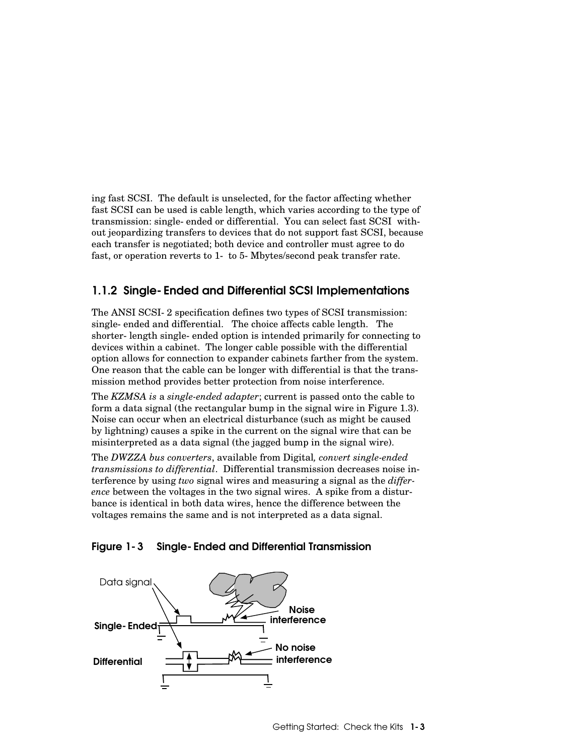ing fast SCSI. The default is unselected, for the factor affecting whether fast SCSI can be used is cable length, which varies according to the type of transmission: single- ended or differential. You can select fast SCSI without jeopardizing transfers to devices that do not support fast SCSI, because each transfer is negotiated; both device and controller must agree to do fast, or operation reverts to 1- to 5- Mbytes/second peak transfer rate.

### 1.1.2 Single- Ended and Differential SCSI Implementations

The ANSI SCSI- 2 specification defines two types of SCSI transmission: single- ended and differential. The choice affects cable length. The shorter- length single- ended option is intended primarily for connecting to devices within a cabinet. The longer cable possible with the differential option allows for connection to expander cabinets farther from the system. One reason that the cable can be longer with differential is that the transmission method provides better protection from noise interference.

The *KZMSA is* a *single-ended adapter*; current is passed onto the cable to form a data signal (the rectangular bump in the signal wire in Figure 1.3). Noise can occur when an electrical disturbance (such as might be caused by lightning) causes a spike in the current on the signal wire that can be misinterpreted as a data signal (the jagged bump in the signal wire).

The *DWZZA bus converters*, available from Digital*, convert single-ended transmissions to differential*. Differential transmission decreases noise interference by using *two* signal wires and measuring a signal as the *difference* between the voltages in the two signal wires. A spike from a disturbance is identical in both data wires, hence the difference between the voltages remains the same and is not interpreted as a data signal.

**Figure 1- 3 Single- Ended and Differential Transmission**

Data signal

**Single- Ended**

**Noise interference**

**Differential**

**No noise interference**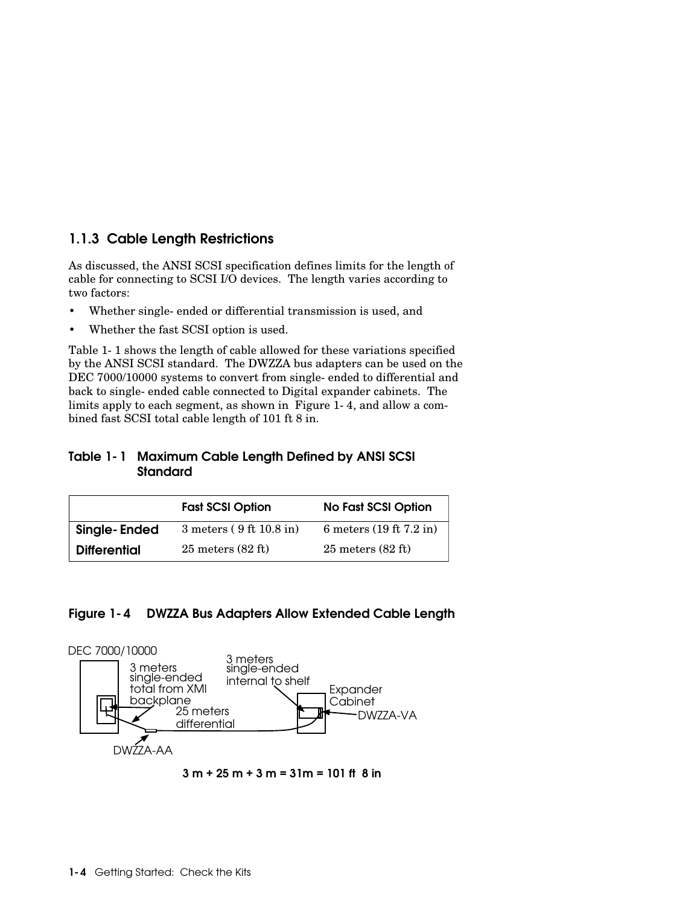### 1.1.3 Cable Length Restrictions

As discussed, the ANSI SCSI specification defines limits for the length of cable for connecting to SCSI I/O devices. The length varies according to two factors:

- Whether single- ended or differential transmission is used, and
- Whether the fast SCSI option is used.

Table 1- 1 shows the length of cable allowed for these variations specified by the ANSI SCSI standard. The DWZZA bus adapters can be used on the DEC 7000/10000 systems to convert from single- ended to differential and back to single- ended cable connected to Digital expander cabinets. The limits apply to each segment, as shown in Figure 1- 4, and allow a combined fast SCSI total cable length of 101 ft 8 in.

**Table 1- 1 Maximum Cable Length Defined by ANSI SCSI Standard**

| | Fast SCSI Option | No Fast SCSI Option |
|---|---|---|
| **Single- Ended** | 3 meters ( 9 ft 10.8 in) | 6 meters (19 ft 7.2 in) |
| **Differential** | 25 meters (82 ft) | 25 meters (82 ft) |

**Figure 1- 4 DWZZA Bus Adapters Allow Extended Cable Length**

DEC 7000/10000

3 meters single-ended total from XMI backplane

25 meters differential

DWZZA-AA

3 meters single-ended internal to shelf

Expander Cabinet

DWZZA-VA

**3 m + 25 m + 3 m = 31m = 101 ft 8 in**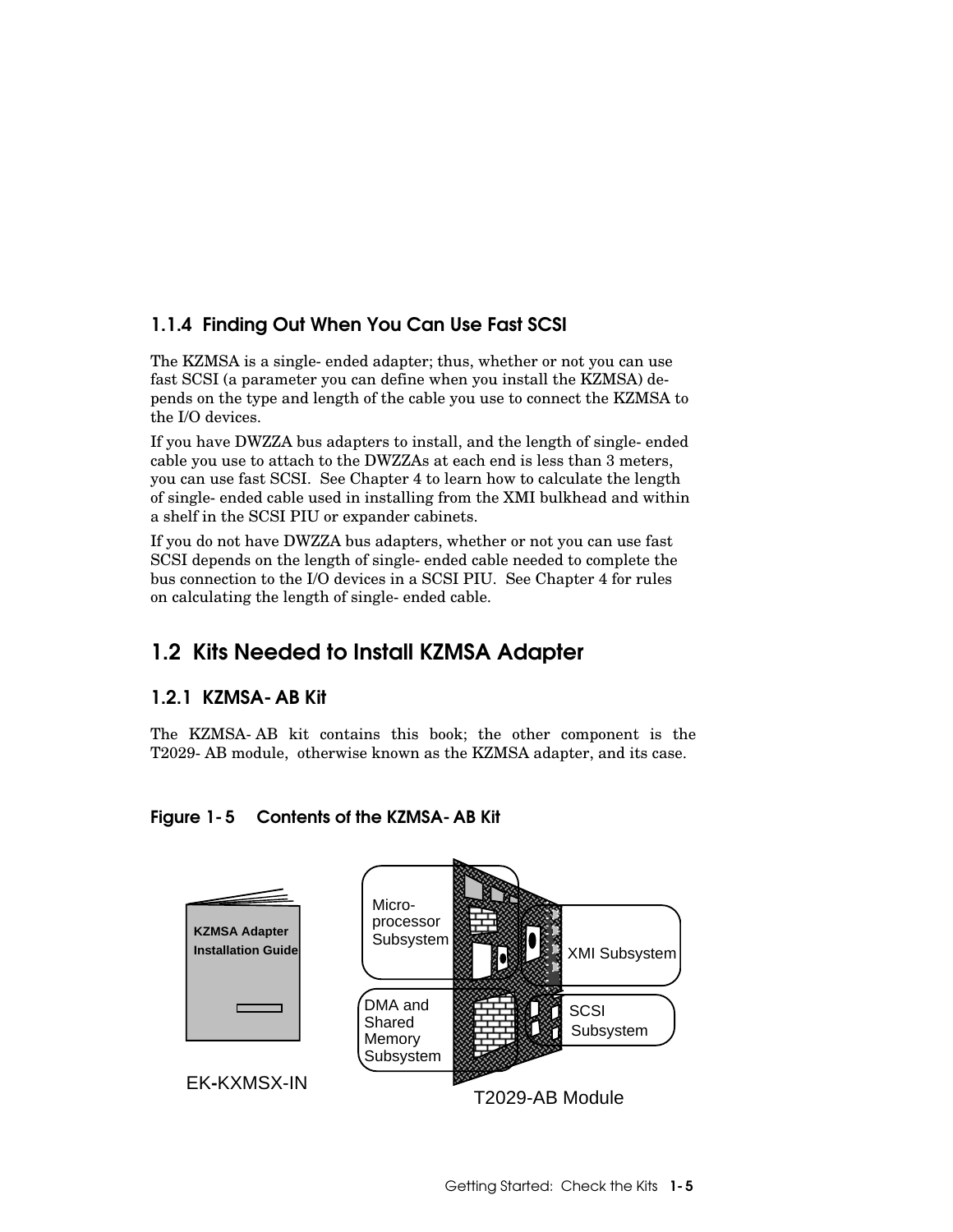### 1.1.4 Finding Out When You Can Use Fast SCSI

The KZMSA is a single-ended adapter; thus, whether or not you can use fast SCSI (a parameter you can define when you install the KZMSA) depends on the type and length of the cable you use to connect the KZMSA to the I/O devices.

If you have DWZZA bus adapters to install, and the length of single-ended cable you use to attach to the DWZZAs at each end is less than 3 meters, you can use fast SCSI. See Chapter 4 to learn how to calculate the length of single-ended cable used in installing from the XMI bulkhead and within a shelf in the SCSI PIU or expander cabinets.

If you do not have DWZZA bus adapters, whether or not you can use fast SCSI depends on the length of single-ended cable needed to complete the bus connection to the I/O devices in a SCSI PIU. See Chapter 4 for rules on calculating the length of single-ended cable.

## 1.2 Kits Needed to Install KZMSA Adapter

### 1.2.1 KZMSA-AB Kit

The KZMSA-AB kit contains this book; the other component is the T2029-AB module, otherwise known as the KZMSA adapter, and its case.

**Figure 1-5 Contents of the KZMSA-AB Kit**

KZMSA Adapter Installation Guide

EK-KXMSX-IN

Micro-processor Subsystem

XMI Subsystem

DMA and Shared Memory Subsystem

SCSI Subsystem

T2029-AB Module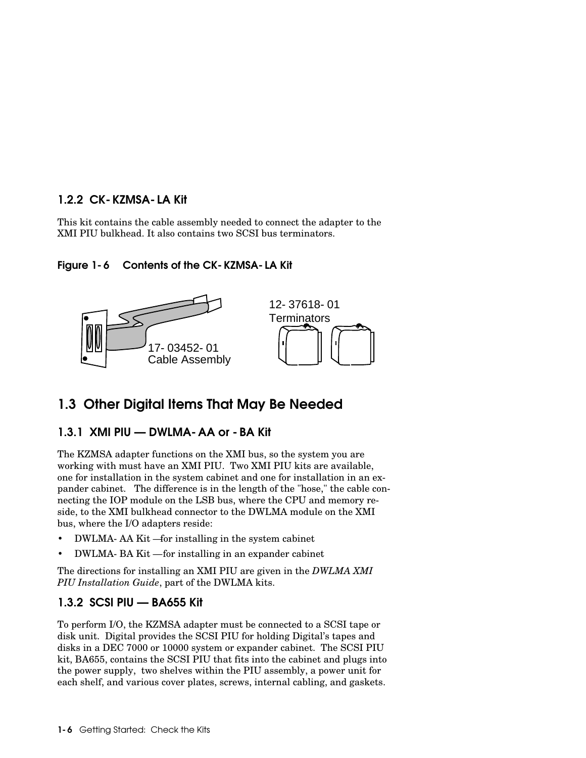### 1.2.2 CK-KZMSA-LA Kit

This kit contains the cable assembly needed to connect the adapter to the XMI PIU bulkhead. It also contains two SCSI bus terminators.

**Figure 1-6 Contents of the CK-KZMSA-LA Kit**

17-03452-01 Cable Assembly

12-37618-01 Terminators

## 1.3 Other Digital Items That May Be Needed

### 1.3.1 XMI PIU — DWLMA-AA or -BA Kit

The KZMSA adapter functions on the XMI bus, so the system you are working with must have an XMI PIU. Two XMI PIU kits are available, one for installation in the system cabinet and one for installation in an expander cabinet. The difference is in the length of the "hose," the cable connecting the IOP module on the LSB bus, where the CPU and memory reside, to the XMI bulkhead connector to the DWLMA module on the XMI bus, where the I/O adapters reside:

- DWLMA-AA Kit —for installing in the system cabinet
- DWLMA-BA Kit —for installing in an expander cabinet

The directions for installing an XMI PIU are given in the *DWLMA XMI PIU Installation Guide*, part of the DWLMA kits.

### 1.3.2 SCSI PIU — BA655 Kit

To perform I/O, the KZMSA adapter must be connected to a SCSI tape or disk unit. Digital provides the SCSI PIU for holding Digital's tapes and disks in a DEC 7000 or 10000 system or expander cabinet. The SCSI PIU kit, BA655, contains the SCSI PIU that fits into the cabinet and plugs into the power supply, two shelves within the PIU assembly, a power unit for each shelf, and various cover plates, screws, internal cabling, and gaskets.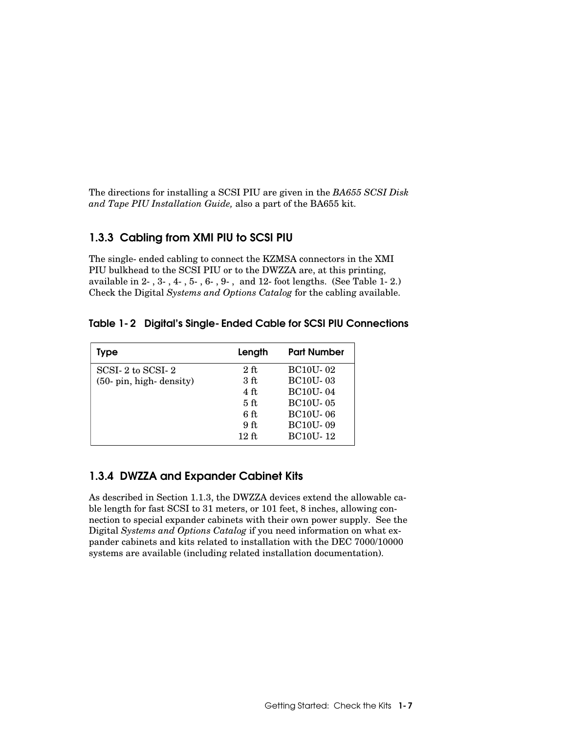The directions for installing a SCSI PIU are given in the *BA655 SCSI Disk and Tape PIU Installation Guide,* also a part of the BA655 kit.

### 1.3.3 Cabling from XMI PIU to SCSI PIU

The single-ended cabling to connect the KZMSA connectors in the XMI PIU bulkhead to the SCSI PIU or to the DWZZA are, at this printing, available in 2-, 3-, 4-, 5-, 6-, 9-, and 12-foot lengths. (See Table 1-2.) Check the Digital *Systems and Options Catalog* for the cabling available.

**Table 1-2 Digital's Single-Ended Cable for SCSI PIU Connections**

| Type | Length | Part Number |
|---|---|---|
| SCSI-2 to SCSI-2 (50-pin, high-density) | 2 ft | BC10U-02 |
| | 3 ft | BC10U-03 |
| | 4 ft | BC10U-04 |
| | 5 ft | BC10U-05 |
| | 6 ft | BC10U-06 |
| | 9 ft | BC10U-09 |
| | 12 ft | BC10U-12 |

### 1.3.4 DWZZA and Expander Cabinet Kits

As described in Section 1.1.3, the DWZZA devices extend the allowable cable length for fast SCSI to 31 meters, or 101 feet, 8 inches, allowing connection to special expander cabinets with their own power supply. See the Digital *Systems and Options Catalog* if you need information on what expander cabinets and kits related to installation with the DEC 7000/10000 systems are available (including related installation documentation).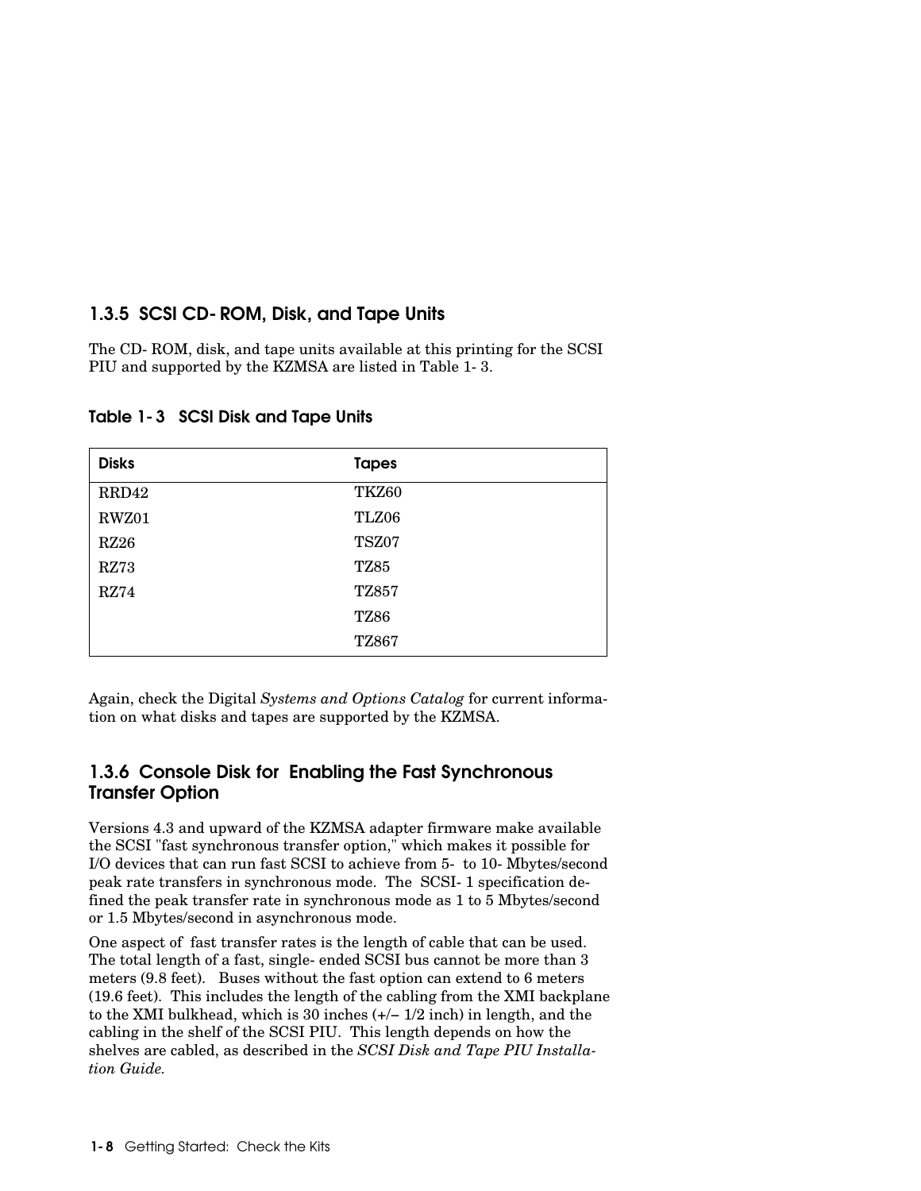### 1.3.5 SCSI CD- ROM, Disk, and Tape Units

The CD- ROM, disk, and tape units available at this printing for the SCSI PIU and supported by the KZMSA are listed in Table 1- 3.

**Table 1- 3 SCSI Disk and Tape Units**

| Disks | Tapes |
|---|---|
| RRD42 | TKZ60 |
| RWZ01 | TLZ06 |
| RZ26 | TSZ07 |
| RZ73 | TZ85 |
| RZ74 | TZ857 |
| | TZ86 |
| | TZ867 |

Again, check the Digital *Systems and Options Catalog* for current information on what disks and tapes are supported by the KZMSA.

### 1.3.6 Console Disk for Enabling the Fast Synchronous Transfer Option

Versions 4.3 and upward of the KZMSA adapter firmware make available the SCSI "fast synchronous transfer option," which makes it possible for I/O devices that can run fast SCSI to achieve from 5- to 10- Mbytes/second peak rate transfers in synchronous mode. The SCSI- 1 specification defined the peak transfer rate in synchronous mode as 1 to 5 Mbytes/second or 1.5 Mbytes/second in asynchronous mode.

One aspect of fast transfer rates is the length of cable that can be used. The total length of a fast, single- ended SCSI bus cannot be more than 3 meters (9.8 feet). Buses without the fast option can extend to 6 meters (19.6 feet). This includes the length of the cabling from the XMI backplane to the XMI bulkhead, which is 30 inches (+/– 1/2 inch) in length, and the cabling in the shelf of the SCSI PIU. This length depends on how the shelves are cabled, as described in the *SCSI Disk and Tape PIU Installation Guide.*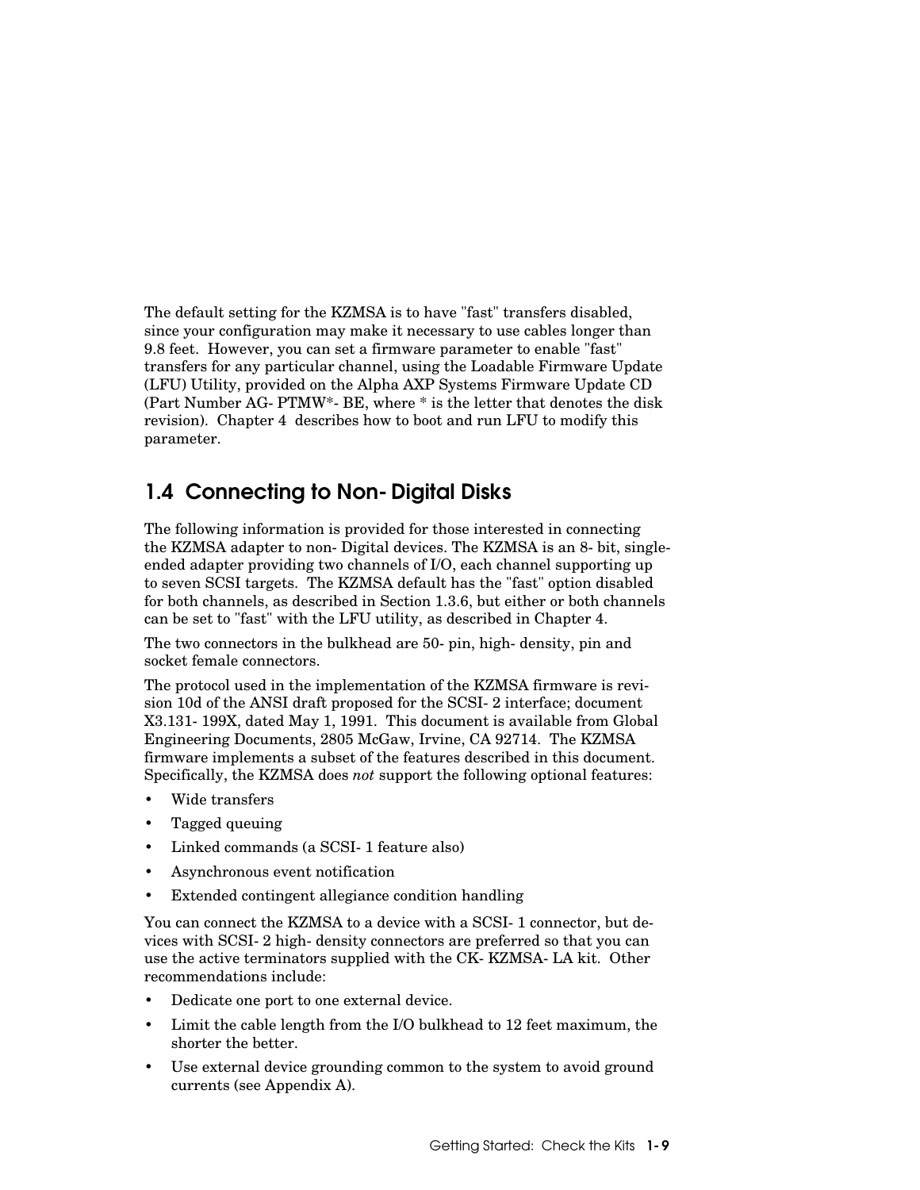The default setting for the KZMSA is to have "fast" transfers disabled, since your configuration may make it necessary to use cables longer than 9.8 feet. However, you can set a firmware parameter to enable "fast" transfers for any particular channel, using the Loadable Firmware Update (LFU) Utility, provided on the Alpha AXP Systems Firmware Update CD (Part Number AG-PTMW*-BE, where * is the letter that denotes the disk revision). Chapter 4 describes how to boot and run LFU to modify this parameter.

## 1.4 Connecting to Non-Digital Disks

The following information is provided for those interested in connecting the KZMSA adapter to non-Digital devices. The KZMSA is an 8-bit, single-ended adapter providing two channels of I/O, each channel supporting up to seven SCSI targets. The KZMSA default has the "fast" option disabled for both channels, as described in Section 1.3.6, but either or both channels can be set to "fast" with the LFU utility, as described in Chapter 4.

The two connectors in the bulkhead are 50-pin, high-density, pin and socket female connectors.

The protocol used in the implementation of the KZMSA firmware is revision 10d of the ANSI draft proposed for the SCSI-2 interface; document X3.131-199X, dated May 1, 1991. This document is available from Global Engineering Documents, 2805 McGaw, Irvine, CA 92714. The KZMSA firmware implements a subset of the features described in this document. Specifically, the KZMSA does *not* support the following optional features:

- Wide transfers
- Tagged queuing
- Linked commands (a SCSI-1 feature also)
- Asynchronous event notification
- Extended contingent allegiance condition handling

You can connect the KZMSA to a device with a SCSI-1 connector, but devices with SCSI-2 high-density connectors are preferred so that you can use the active terminators supplied with the CK-KZMSA-LA kit. Other recommendations include:

- Dedicate one port to one external device.
- Limit the cable length from the I/O bulkhead to 12 feet maximum, the shorter the better.
- Use external device grounding common to the system to avoid ground currents (see Appendix A).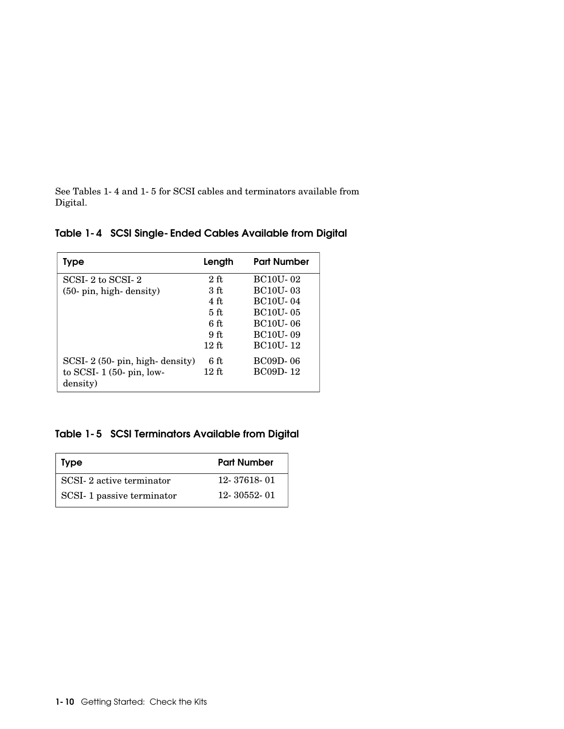See Tables 1- 4 and 1- 5 for SCSI cables and terminators available from Digital.

### Table 1- 4 SCSI Single- Ended Cables Available from Digital

| Type | Length | Part Number |
|---|---|---|
| SCSI- 2 to SCSI- 2 (50- pin, high- density) | 2 ft | BC10U- 02 |
| | 3 ft | BC10U- 03 |
| | 4 ft | BC10U- 04 |
| | 5 ft | BC10U- 05 |
| | 6 ft | BC10U- 06 |
| | 9 ft | BC10U- 09 |
| | 12 ft | BC10U- 12 |
| SCSI- 2 (50- pin, high- density) to SCSI- 1 (50- pin, low- density) | 6 ft | BC09D- 06 |
| | 12 ft | BC09D- 12 |

### Table 1- 5 SCSI Terminators Available from Digital

| Type | Part Number |
|---|---|
| SCSI- 2 active terminator | 12- 37618- 01 |
| SCSI- 1 passive terminator | 12- 30552- 01 |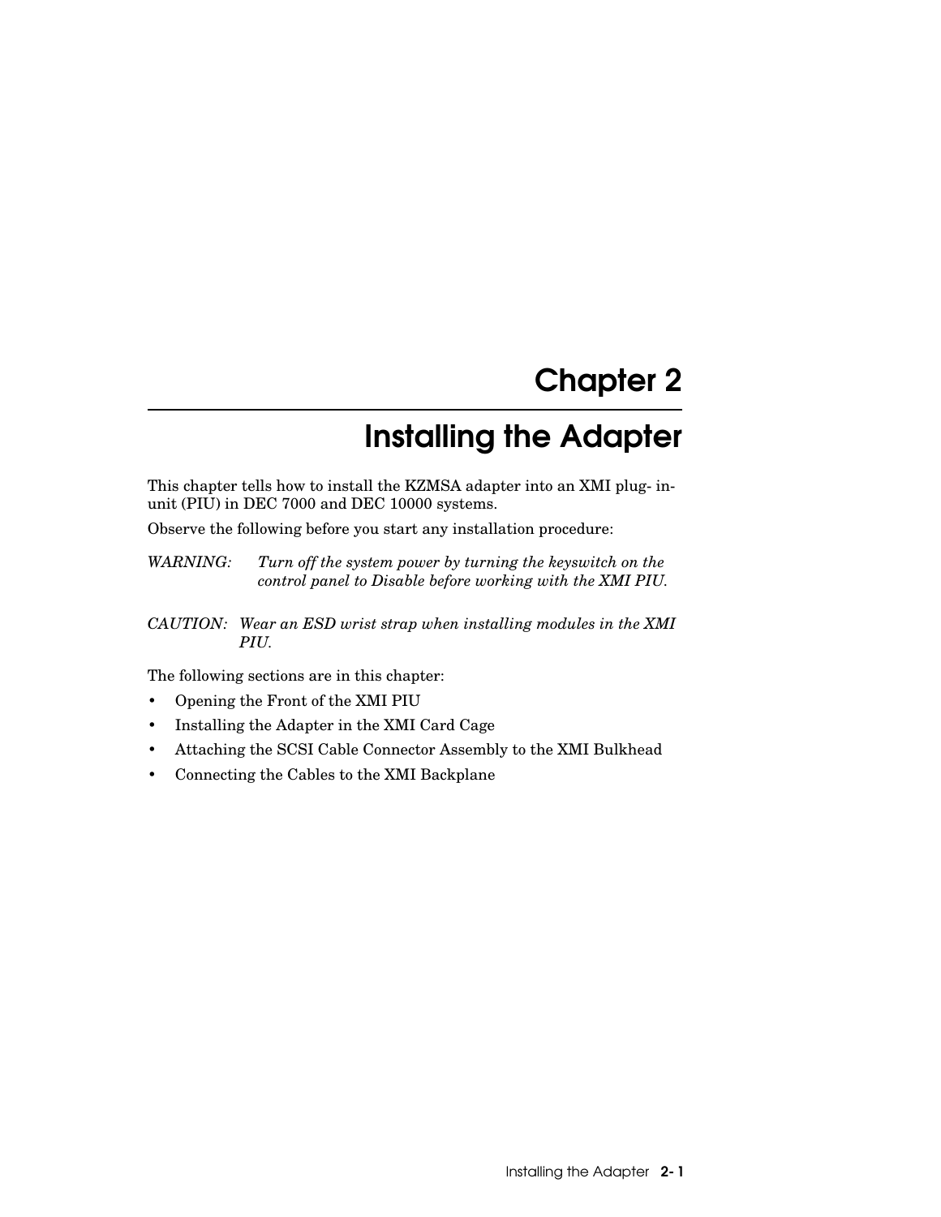# Chapter 2

# Installing the Adapter

This chapter tells how to install the KZMSA adapter into an XMI plug- in-unit (PIU) in DEC 7000 and DEC 10000 systems.

Observe the following before you start any installation procedure:

*WARNING: Turn off the system power by turning the keyswitch on the control panel to Disable before working with the XMI PIU.*

*CAUTION: Wear an ESD wrist strap when installing modules in the XMI PIU.*

The following sections are in this chapter:

- Opening the Front of the XMI PIU
- Installing the Adapter in the XMI Card Cage
- Attaching the SCSI Cable Connector Assembly to the XMI Bulkhead
- Connecting the Cables to the XMI Backplane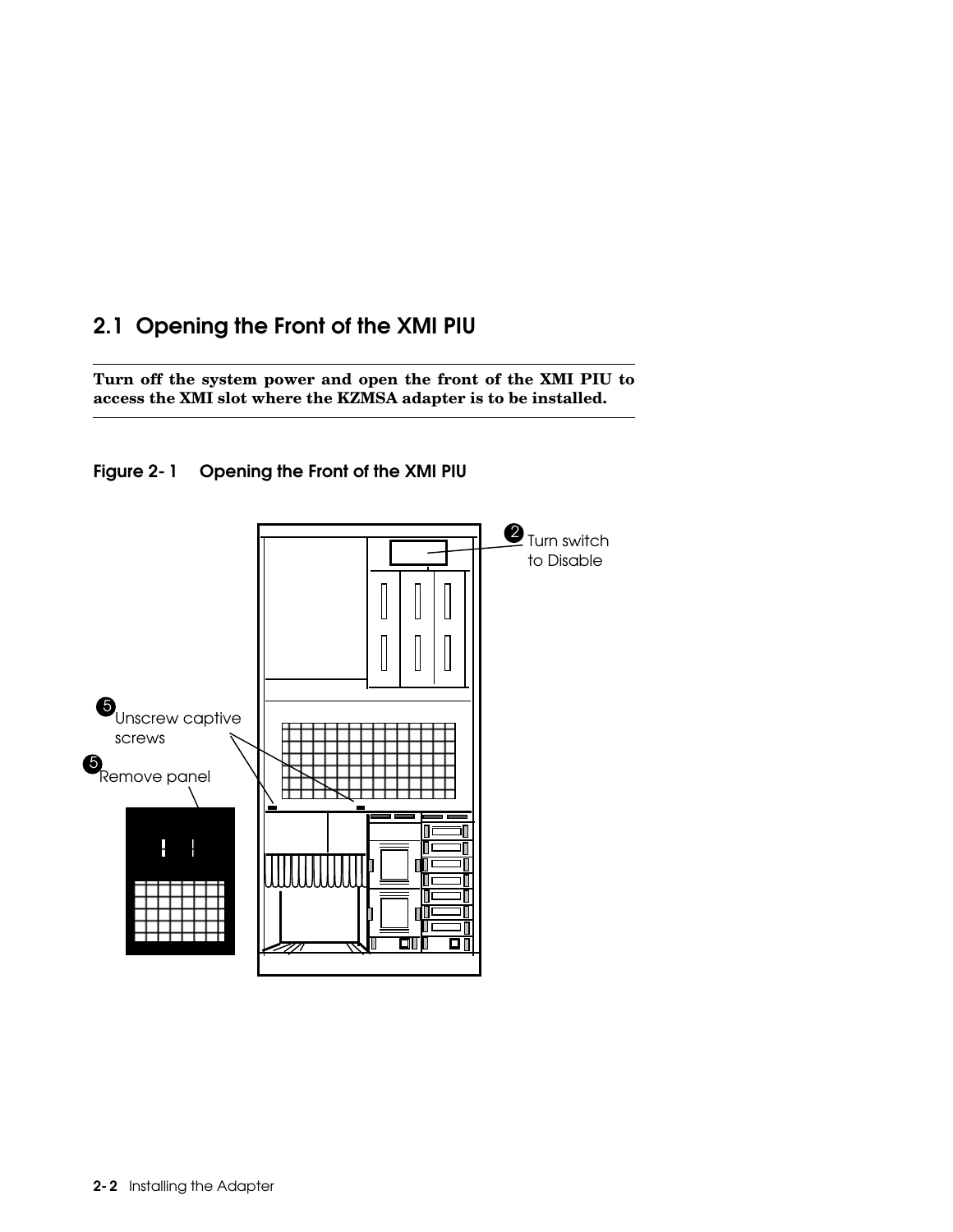## 2.1 Opening the Front of the XMI PIU

**Turn off the system power and open the front of the XMI PIU to access the XMI slot where the KZMSA adapter is to be installed.**

### Figure 2-1 Opening the Front of the XMI PIU

2 Turn switch to Disable

5 Unscrew captive screws

5 Remove panel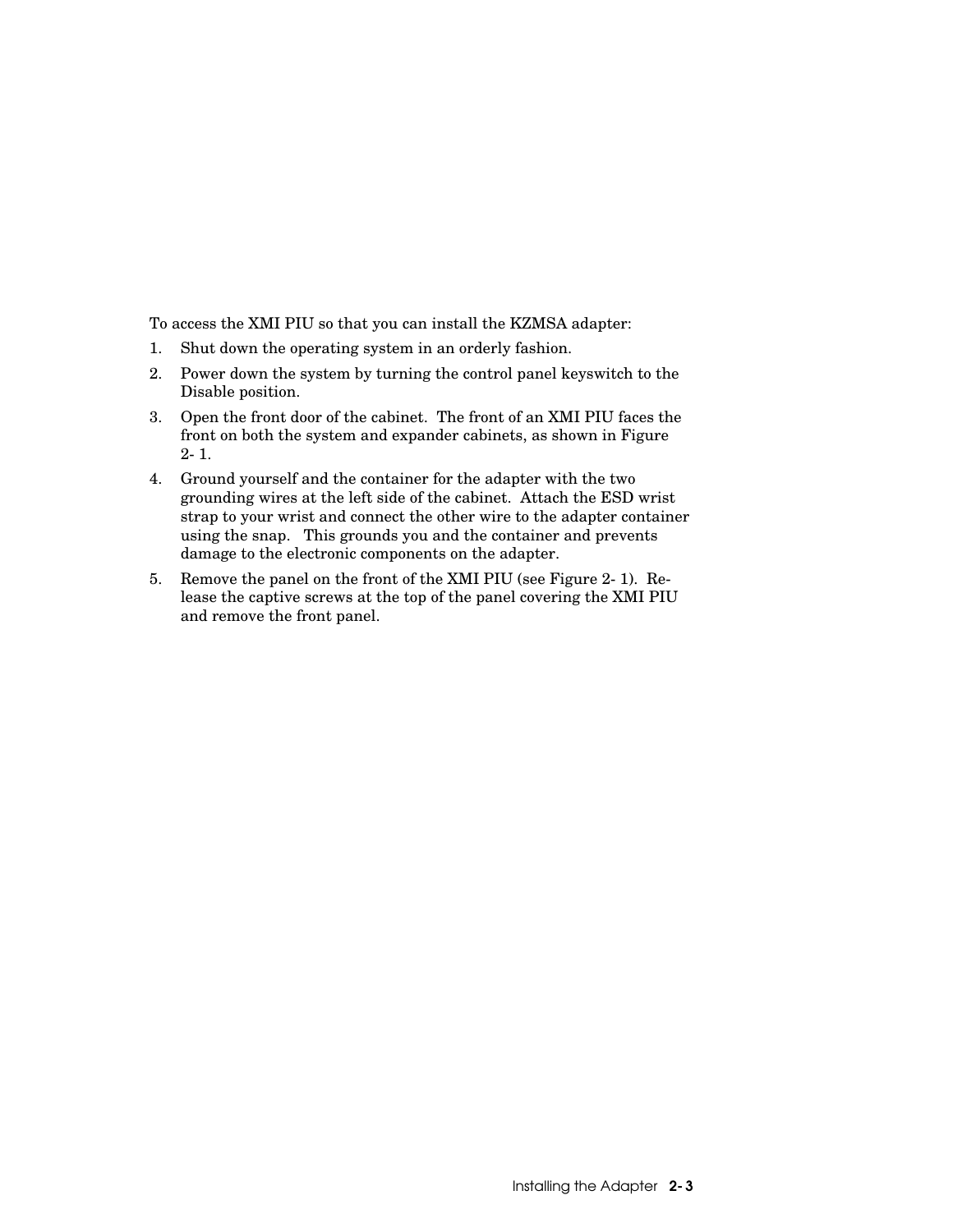To access the XMI PIU so that you can install the KZMSA adapter:

1. Shut down the operating system in an orderly fashion.
2. Power down the system by turning the control panel keyswitch to the Disable position.
3. Open the front door of the cabinet. The front of an XMI PIU faces the front on both the system and expander cabinets, as shown in Figure 2- 1.
4. Ground yourself and the container for the adapter with the two grounding wires at the left side of the cabinet. Attach the ESD wrist strap to your wrist and connect the other wire to the adapter container using the snap. This grounds you and the container and prevents damage to the electronic components on the adapter.
5. Remove the panel on the front of the XMI PIU (see Figure 2- 1). Release the captive screws at the top of the panel covering the XMI PIU and remove the front panel.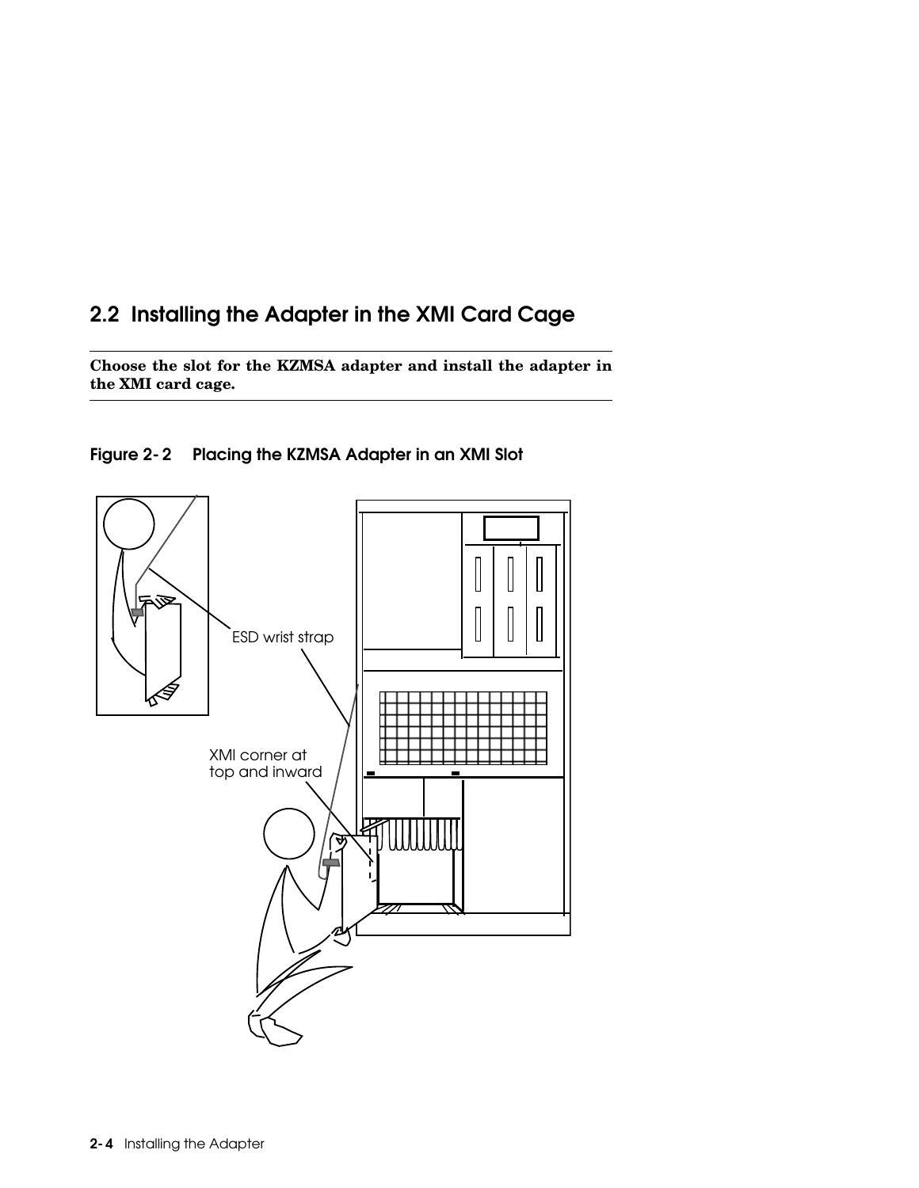## 2.2 Installing the Adapter in the XMI Card Cage

---

**Choose the slot for the KZMSA adapter and install the adapter in the XMI card cage.**

---

**Figure 2-2 Placing the KZMSA Adapter in an XMI Slot**

ESD wrist strap

XMI corner at top and inward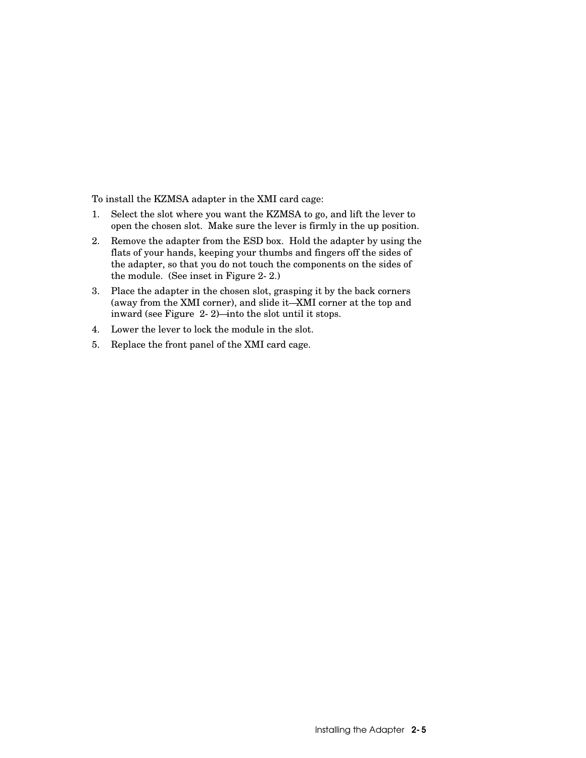To install the KZMSA adapter in the XMI card cage:

1. Select the slot where you want the KZMSA to go, and lift the lever to open the chosen slot. Make sure the lever is firmly in the up position.
2. Remove the adapter from the ESD box. Hold the adapter by using the flats of your hands, keeping your thumbs and fingers off the sides of the adapter, so that you do not touch the components on the sides of the module. (See inset in Figure 2- 2.)
3. Place the adapter in the chosen slot, grasping it by the back corners (away from the XMI corner), and slide it—XMI corner at the top and inward (see Figure 2- 2)—into the slot until it stops.
4. Lower the lever to lock the module in the slot.
5. Replace the front panel of the XMI card cage.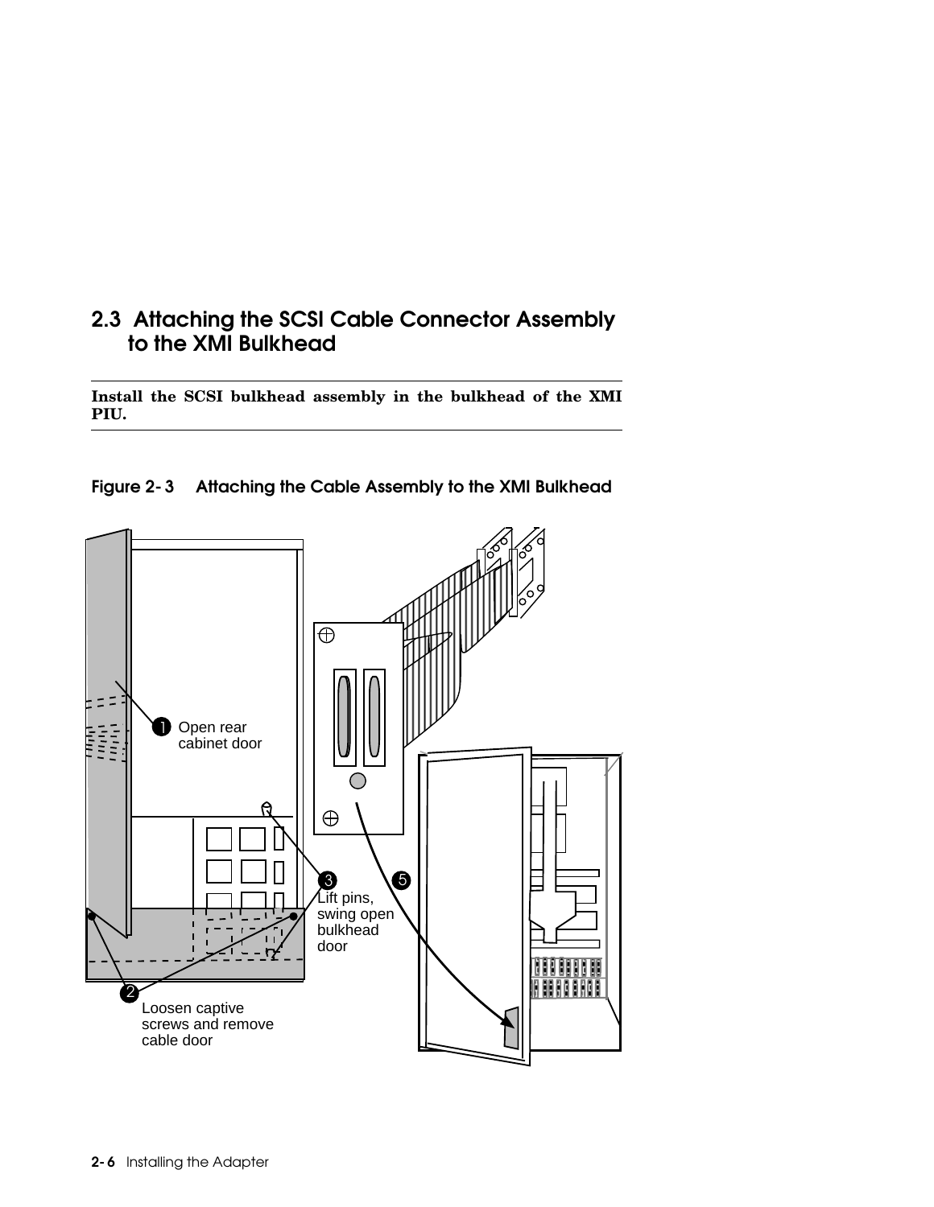## 2.3 Attaching the SCSI Cable Connector Assembly to the XMI Bulkhead

---

**Install the SCSI bulkhead assembly in the bulkhead of the XMI PIU.**

---

**Figure 2-3 Attaching the Cable Assembly to the XMI Bulkhead**

1 Open rear cabinet door

2 Loosen captive screws and remove cable door

3 Lift pins, swing open bulkhead door

5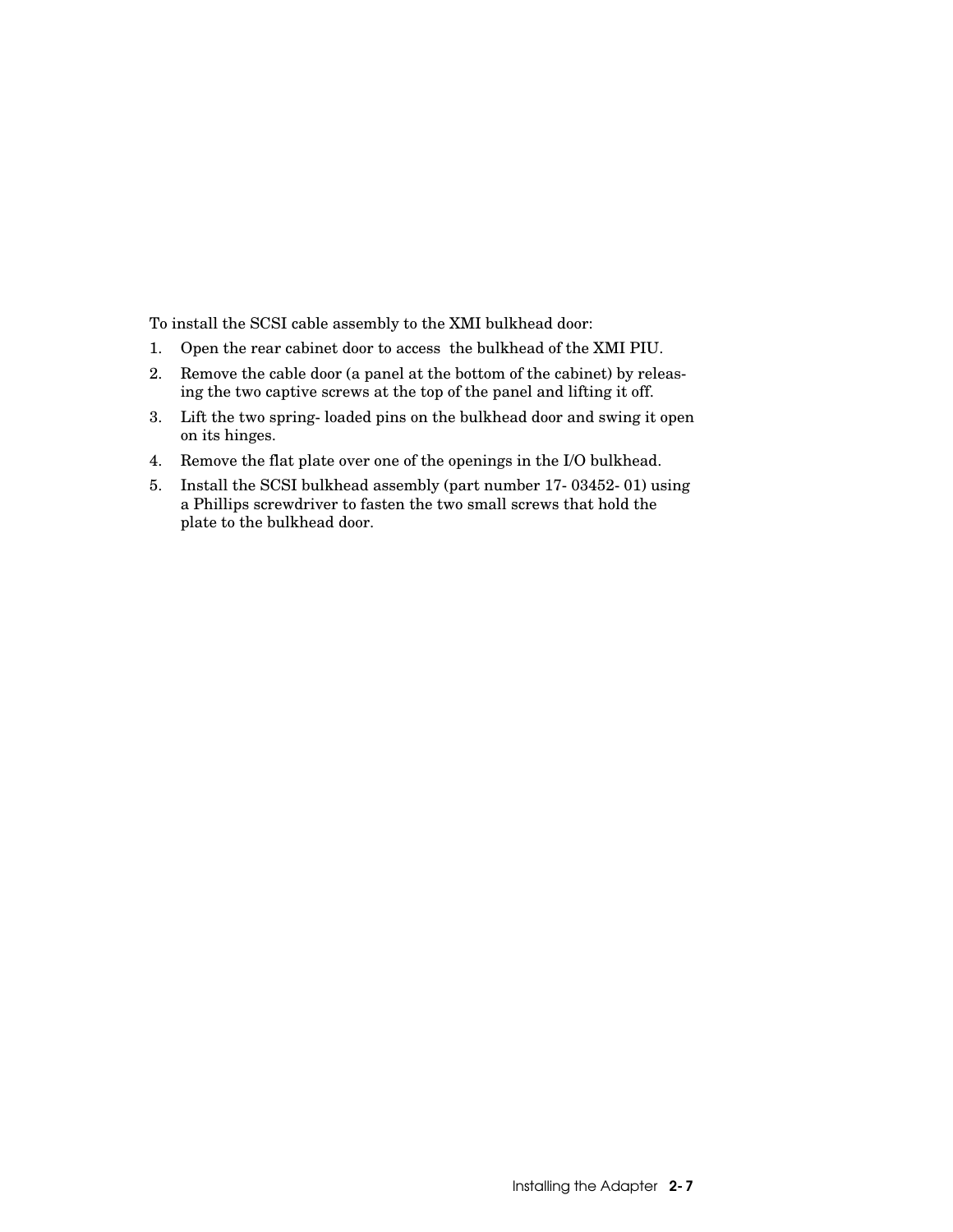To install the SCSI cable assembly to the XMI bulkhead door:

1. Open the rear cabinet door to access the bulkhead of the XMI PIU.
2. Remove the cable door (a panel at the bottom of the cabinet) by releasing the two captive screws at the top of the panel and lifting it off.
3. Lift the two spring-loaded pins on the bulkhead door and swing it open on its hinges.
4. Remove the flat plate over one of the openings in the I/O bulkhead.
5. Install the SCSI bulkhead assembly (part number 17-03452-01) using a Phillips screwdriver to fasten the two small screws that hold the plate to the bulkhead door.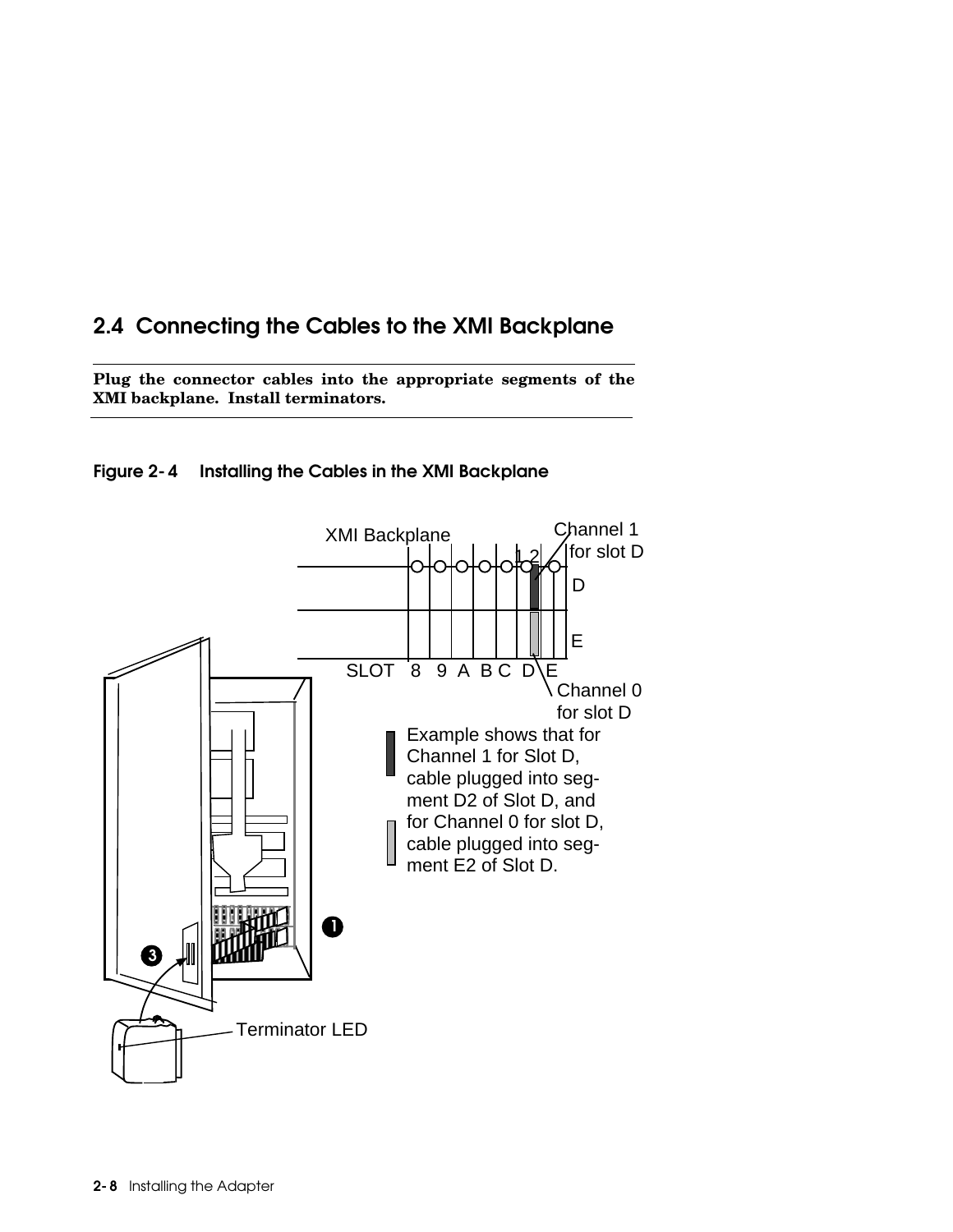## 2.4 Connecting the Cables to the XMI Backplane

**Plug the connector cables into the appropriate segments of the XMI backplane. Install terminators.**

**Figure 2-4 Installing the Cables in the XMI Backplane**

XMI Backplane

Channel 1 for slot D

1 2

D

E

SLOT 8 9 A B C D E

Channel 0 for slot D

Example shows that for Channel 1 for Slot D, cable plugged into segment D2 of Slot D, and for Channel 0 for slot D, cable plugged into segment E2 of Slot D.

1

3

Terminator LED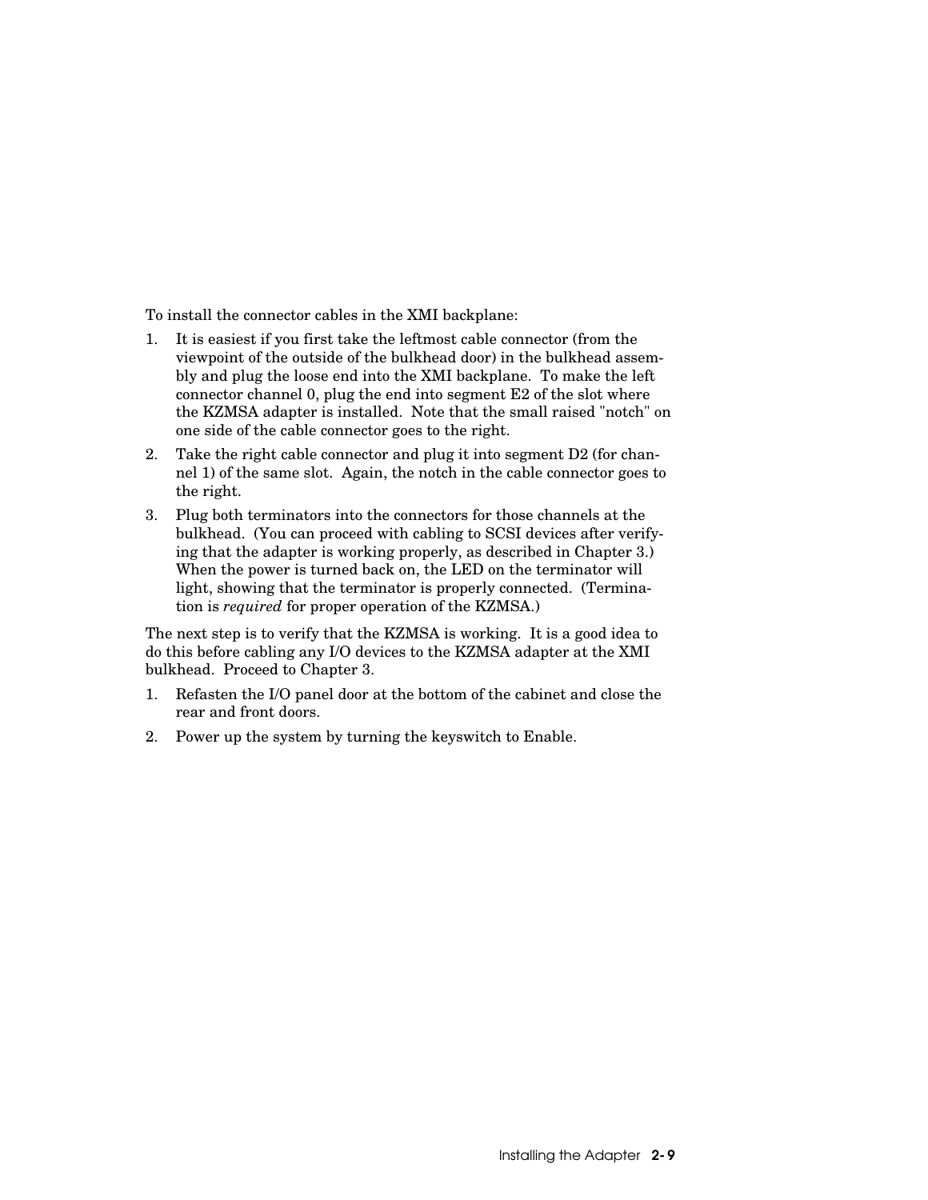To install the connector cables in the XMI backplane:

1. It is easiest if you first take the leftmost cable connector (from the viewpoint of the outside of the bulkhead door) in the bulkhead assembly and plug the loose end into the XMI backplane. To make the left connector channel 0, plug the end into segment E2 of the slot where the KZMSA adapter is installed. Note that the small raised "notch" on one side of the cable connector goes to the right.
2. Take the right cable connector and plug it into segment D2 (for channel 1) of the same slot. Again, the notch in the cable connector goes to the right.
3. Plug both terminators into the connectors for those channels at the bulkhead. (You can proceed with cabling to SCSI devices after verifying that the adapter is working properly, as described in Chapter 3.) When the power is turned back on, the LED on the terminator will light, showing that the terminator is properly connected. (Termination is *required* for proper operation of the KZMSA.)

The next step is to verify that the KZMSA is working. It is a good idea to do this before cabling any I/O devices to the KZMSA adapter at the XMI bulkhead. Proceed to Chapter 3.

1. Refasten the I/O panel door at the bottom of the cabinet and close the rear and front doors.
2. Power up the system by turning the keyswitch to Enable.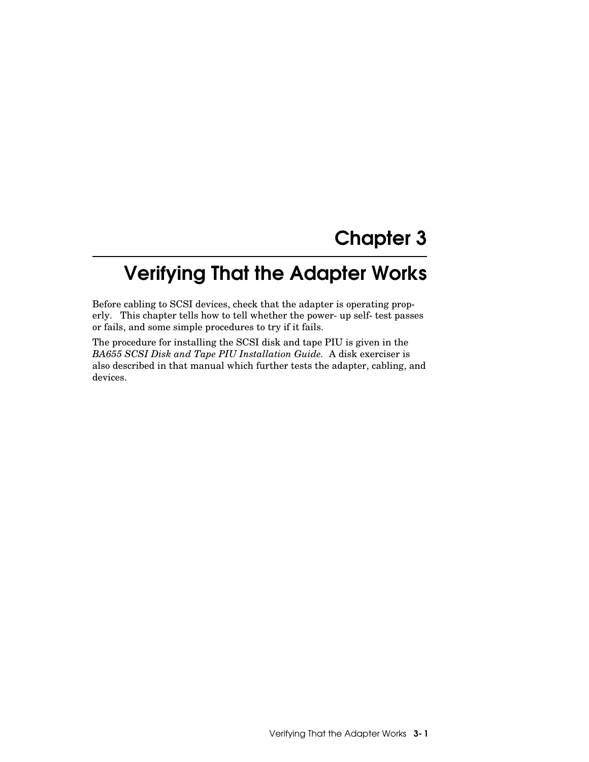# Chapter 3

## Verifying That the Adapter Works

Before cabling to SCSI devices, check that the adapter is operating properly. This chapter tells how to tell whether the power-up self-test passes or fails, and some simple procedures to try if it fails.

The procedure for installing the SCSI disk and tape PIU is given in the *BA655 SCSI Disk and Tape PIU Installation Guide.* A disk exerciser is also described in that manual which further tests the adapter, cabling, and devices.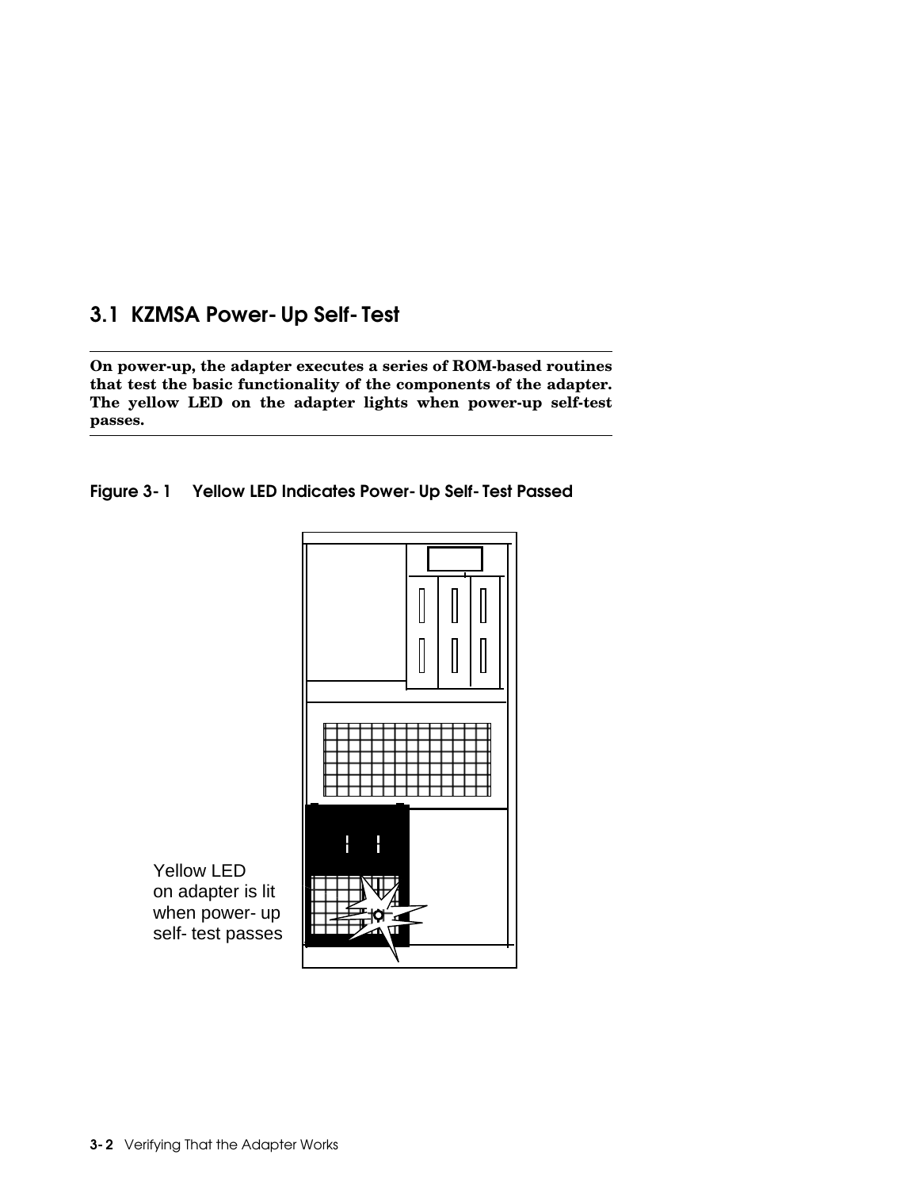## 3.1 KZMSA Power-Up Self-Test

**On power-up, the adapter executes a series of ROM-based routines that test the basic functionality of the components of the adapter. The yellow LED on the adapter lights when power-up self-test passes.**

**Figure 3-1 Yellow LED Indicates Power-Up Self-Test Passed**

Yellow LED on adapter is lit when power-up self-test passes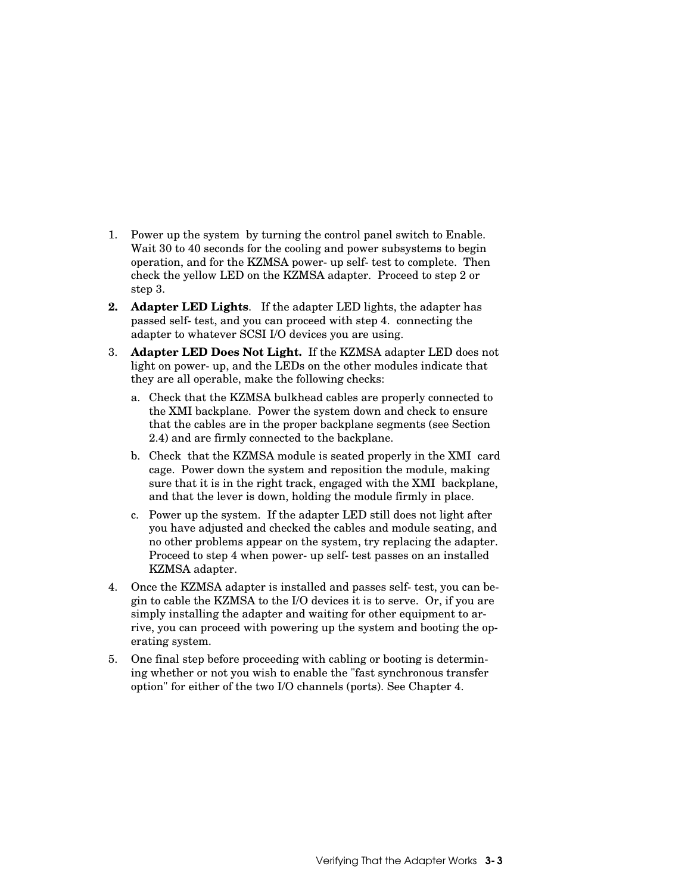1. Power up the system by turning the control panel switch to Enable. Wait 30 to 40 seconds for the cooling and power subsystems to begin operation, and for the KZMSA power-up self-test to complete. Then check the yellow LED on the KZMSA adapter. Proceed to step 2 or step 3.

2. **Adapter LED Lights**. If the adapter LED lights, the adapter has passed self-test, and you can proceed with step 4. connecting the adapter to whatever SCSI I/O devices you are using.

3. **Adapter LED Does Not Light.** If the KZMSA adapter LED does not light on power-up, and the LEDs on the other modules indicate that they are all operable, make the following checks:

   a. Check that the KZMSA bulkhead cables are properly connected to the XMI backplane. Power the system down and check to ensure that the cables are in the proper backplane segments (see Section 2.4) and are firmly connected to the backplane.

   b. Check that the KZMSA module is seated properly in the XMI card cage. Power down the system and reposition the module, making sure that it is in the right track, engaged with the XMI backplane, and that the lever is down, holding the module firmly in place.

   c. Power up the system. If the adapter LED still does not light after you have adjusted and checked the cables and module seating, and no other problems appear on the system, try replacing the adapter. Proceed to step 4 when power-up self-test passes on an installed KZMSA adapter.

4. Once the KZMSA adapter is installed and passes self-test, you can begin to cable the KZMSA to the I/O devices it is to serve. Or, if you are simply installing the adapter and waiting for other equipment to arrive, you can proceed with powering up the system and booting the operating system.

5. One final step before proceeding with cabling or booting is determining whether or not you wish to enable the "fast synchronous transfer option" for either of the two I/O channels (ports). See Chapter 4.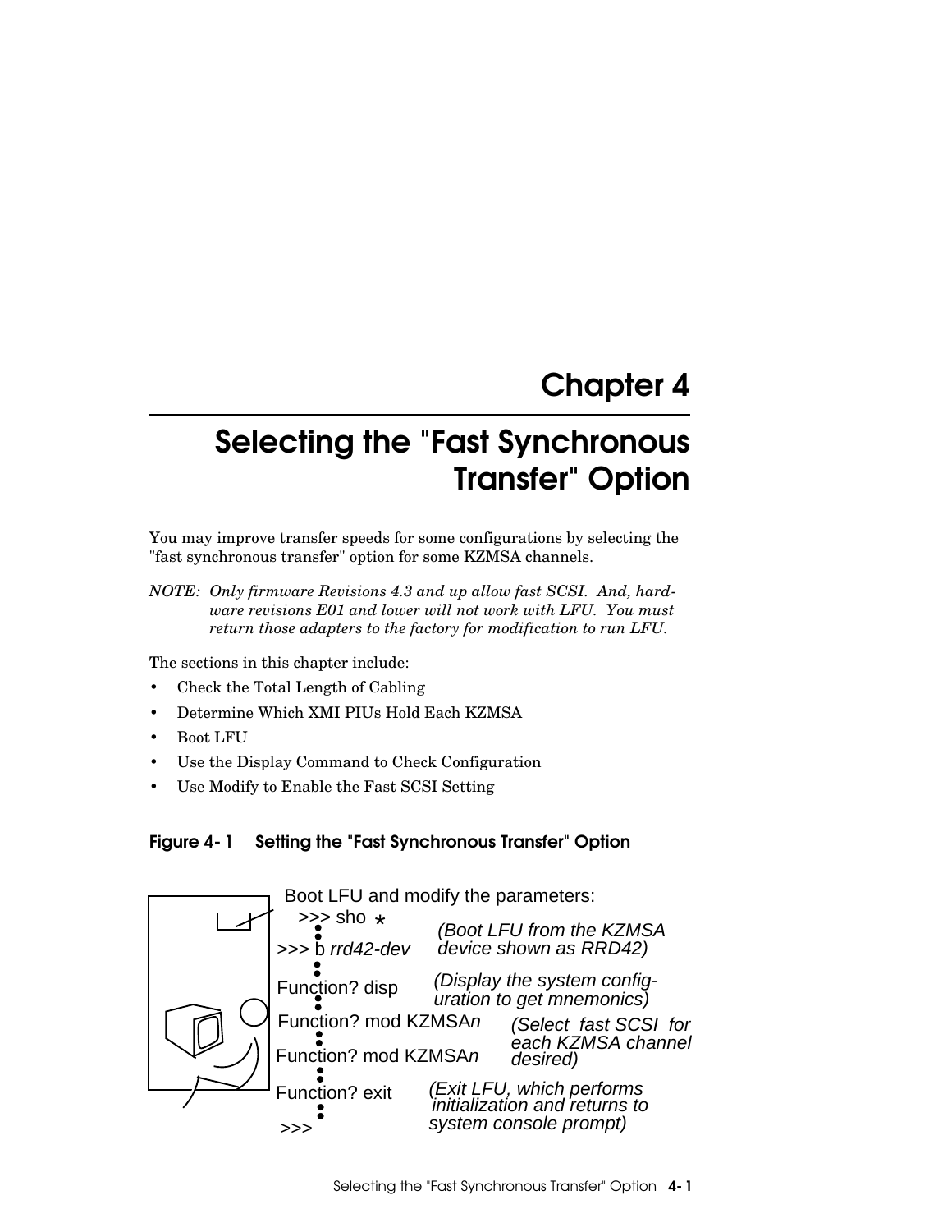# Chapter 4

# Selecting the "Fast Synchronous Transfer" Option

You may improve transfer speeds for some configurations by selecting the "fast synchronous transfer" option for some KZMSA channels.

*NOTE: Only firmware Revisions 4.3 and up allow fast SCSI. And, hardware revisions E01 and lower will not work with LFU. You must return those adapters to the factory for modification to run LFU.*

The sections in this chapter include:

- Check the Total Length of Cabling
- Determine Which XMI PIUs Hold Each KZMSA
- Boot LFU
- Use the Display Command to Check Configuration
- Use Modify to Enable the Fast SCSI Setting

**Figure 4-1 Setting the "Fast Synchronous Transfer" Option**

Boot LFU and modify the parameters:

```
>>> sho *
    •
>>> b rrd42-dev              (Boot LFU from the KZMSA
    •                         device shown as RRD42)
    •
Function? disp               (Display the system config-
    •                         uration to get mnemonics)
Function? mod KZMSAn         (Select fast SCSI for
    •                         each KZMSA channel
Function? mod KZMSAn          desired)
    •
Function? exit               (Exit LFU, which performs
    •                         initialization and returns to
>>>                           system console prompt)
```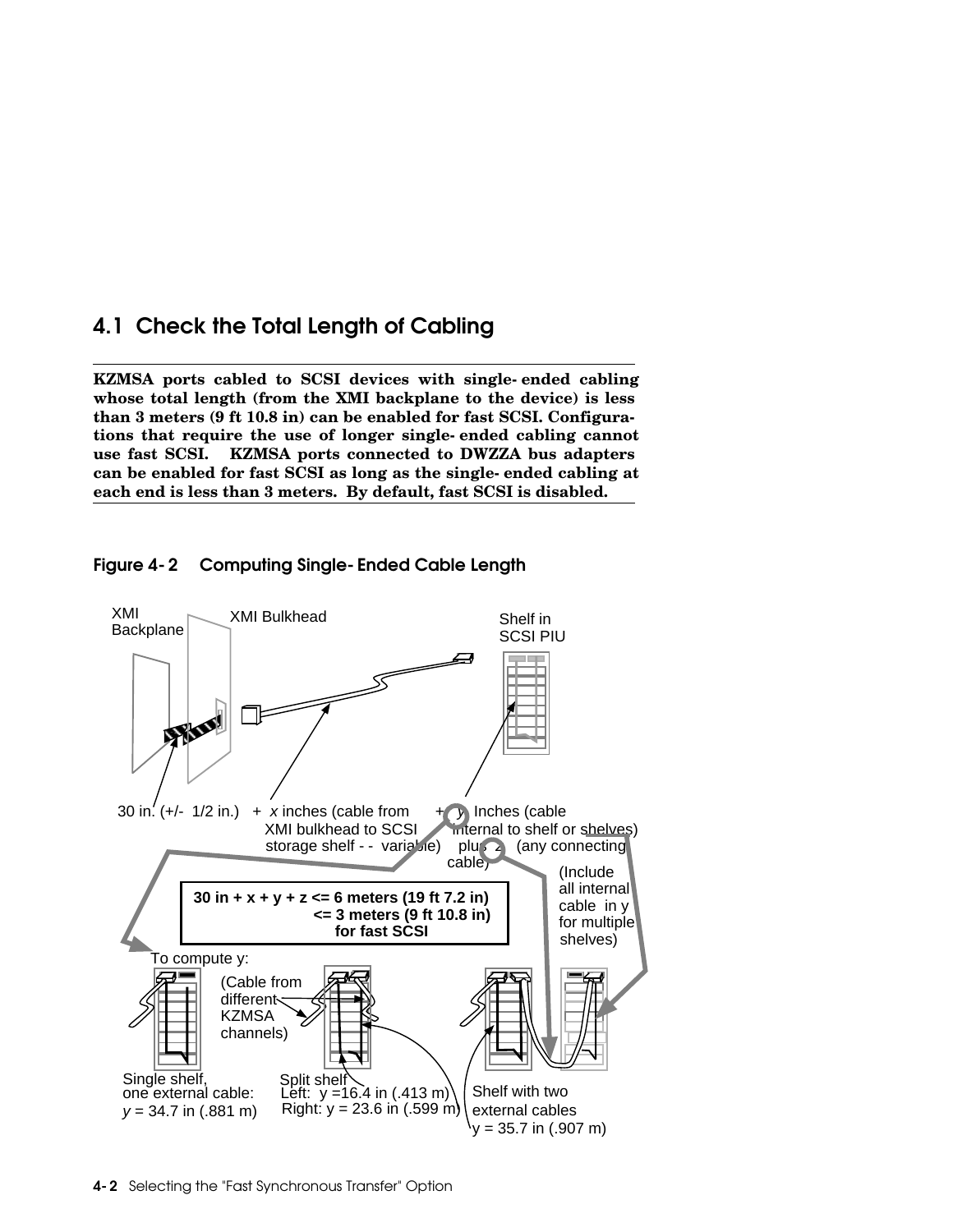## 4.1 Check the Total Length of Cabling

---

**KZMSA ports cabled to SCSI devices with single-ended cabling whose total length (from the XMI backplane to the device) is less than 3 meters (9 ft 10.8 in) can be enabled for fast SCSI. Configurations that require the use of longer single-ended cabling cannot use fast SCSI. KZMSA ports connected to DWZZA bus adapters can be enabled for fast SCSI as long as the single-ended cabling at each end is less than 3 meters. By default, fast SCSI is disabled.**

---

**Figure 4-2 Computing Single-Ended Cable Length**

XMI Backplane

XMI Bulkhead

Shelf in SCSI PIU

30 in. (+/- 1/2 in.) + *x* inches (cable from XMI bulkhead to SCSI storage shelf - - variable) + *y* Inches (cable internal to shelf or shelves) plus *z* (any connecting cable)

(Include all internal cable in y for multiple shelves)

**30 in + x + y + z <= 6 meters (19 ft 7.2 in)**
**<= 3 meters (9 ft 10.8 in) for fast SCSI**

To compute y:

(Cable from different KZMSA channels)

Single shelf, one external cable: *y* = 34.7 in (.881 m)

Split shelf
Left: y =16.4 in (.413 m)
Right: y = 23.6 in (.599 m)

Shelf with two external cables
y = 35.7 in (.907 m)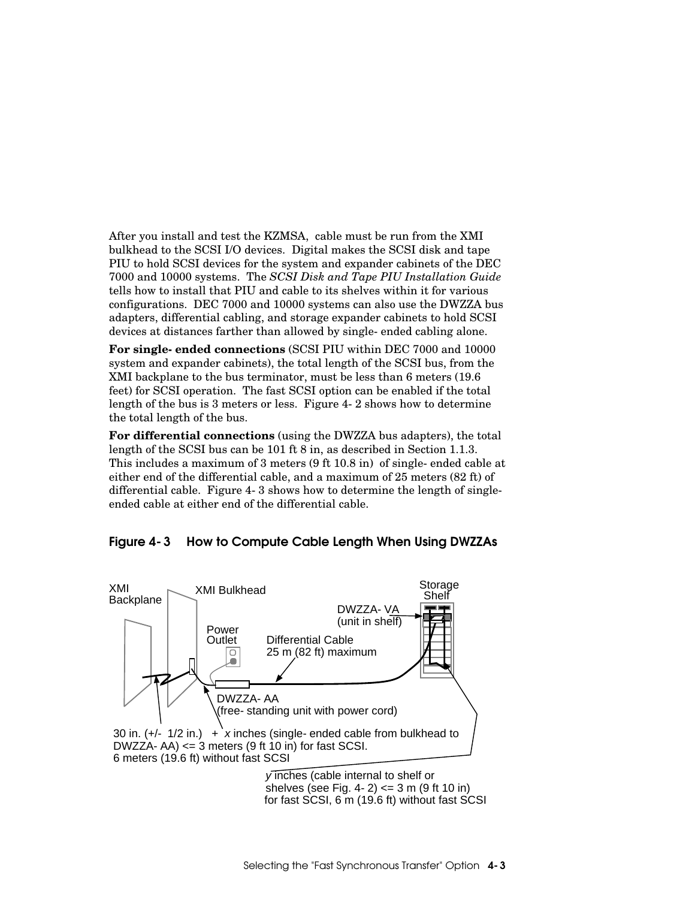After you install and test the KZMSA, cable must be run from the XMI bulkhead to the SCSI I/O devices. Digital makes the SCSI disk and tape PIU to hold SCSI devices for the system and expander cabinets of the DEC 7000 and 10000 systems. The *SCSI Disk and Tape PIU Installation Guide* tells how to install that PIU and cable to its shelves within it for various configurations. DEC 7000 and 10000 systems can also use the DWZZA bus adapters, differential cabling, and storage expander cabinets to hold SCSI devices at distances farther than allowed by single-ended cabling alone.

**For single-ended connections** (SCSI PIU within DEC 7000 and 10000 system and expander cabinets), the total length of the SCSI bus, from the XMI backplane to the bus terminator, must be less than 6 meters (19.6 feet) for SCSI operation. The fast SCSI option can be enabled if the total length of the bus is 3 meters or less. Figure 4-2 shows how to determine the total length of the bus.

**For differential connections** (using the DWZZA bus adapters), the total length of the SCSI bus can be 101 ft 8 in, as described in Section 1.1.3. This includes a maximum of 3 meters (9 ft 10.8 in) of single-ended cable at either end of the differential cable, and a maximum of 25 meters (82 ft) of differential cable. Figure 4-3 shows how to determine the length of single-ended cable at either end of the differential cable.

**Figure 4-3 How to Compute Cable Length When Using DWZZAs**

XMI Backplane

XMI Bulkhead

Power Outlet

Differential Cable
25 m (82 ft) maximum

DWZZA-VA
(unit in shelf)

Storage Shelf

DWZZA-AA
(free-standing unit with power cord)

30 in. (+/- 1/2 in.) + *x* inches (single-ended cable from bulkhead to DWZZA-AA) <= 3 meters (9 ft 10 in) for fast SCSI.
6 meters (19.6 ft) without fast SCSI

*y* inches (cable internal to shelf or shelves (see Fig. 4-2) <= 3 m (9 ft 10 in) for fast SCSI, 6 m (19.6 ft) without fast SCSI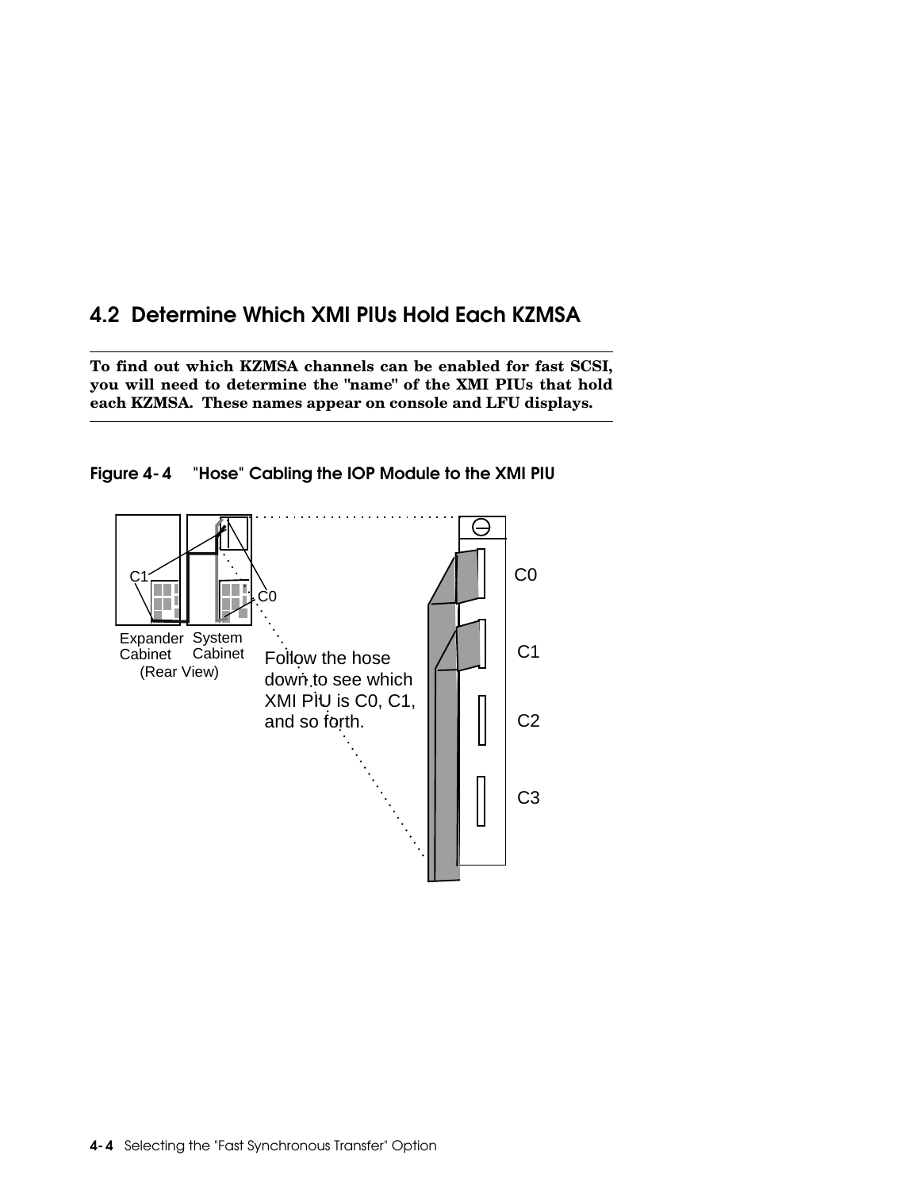## 4.2 Determine Which XMI PIUs Hold Each KZMSA

---

**To find out which KZMSA channels can be enabled for fast SCSI, you will need to determine the "name" of the XMI PIUs that hold each KZMSA. These names appear on console and LFU displays.**

---

**Figure 4-4 "Hose" Cabling the IOP Module to the XMI PIU**

C1

C0

Expander Cabinet

System Cabinet

(Rear View)

Follow the hose down to see which XMI PIU is C0, C1, and so forth.

C0

C1

C2

C3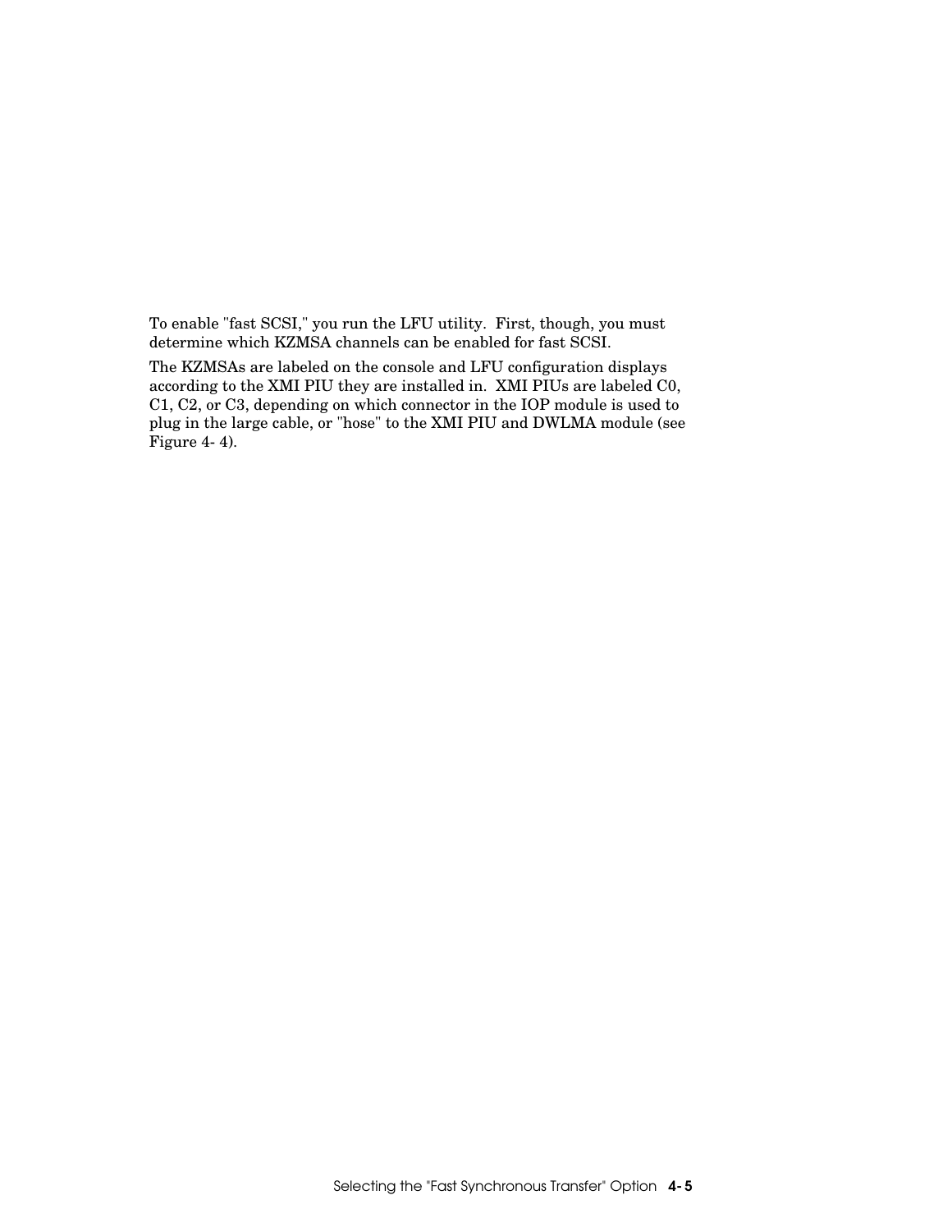To enable "fast SCSI," you run the LFU utility. First, though, you must determine which KZMSA channels can be enabled for fast SCSI.

The KZMSAs are labeled on the console and LFU configuration displays according to the XMI PIU they are installed in. XMI PIUs are labeled C0, C1, C2, or C3, depending on which connector in the IOP module is used to plug in the large cable, or "hose" to the XMI PIU and DWLMA module (see Figure 4- 4).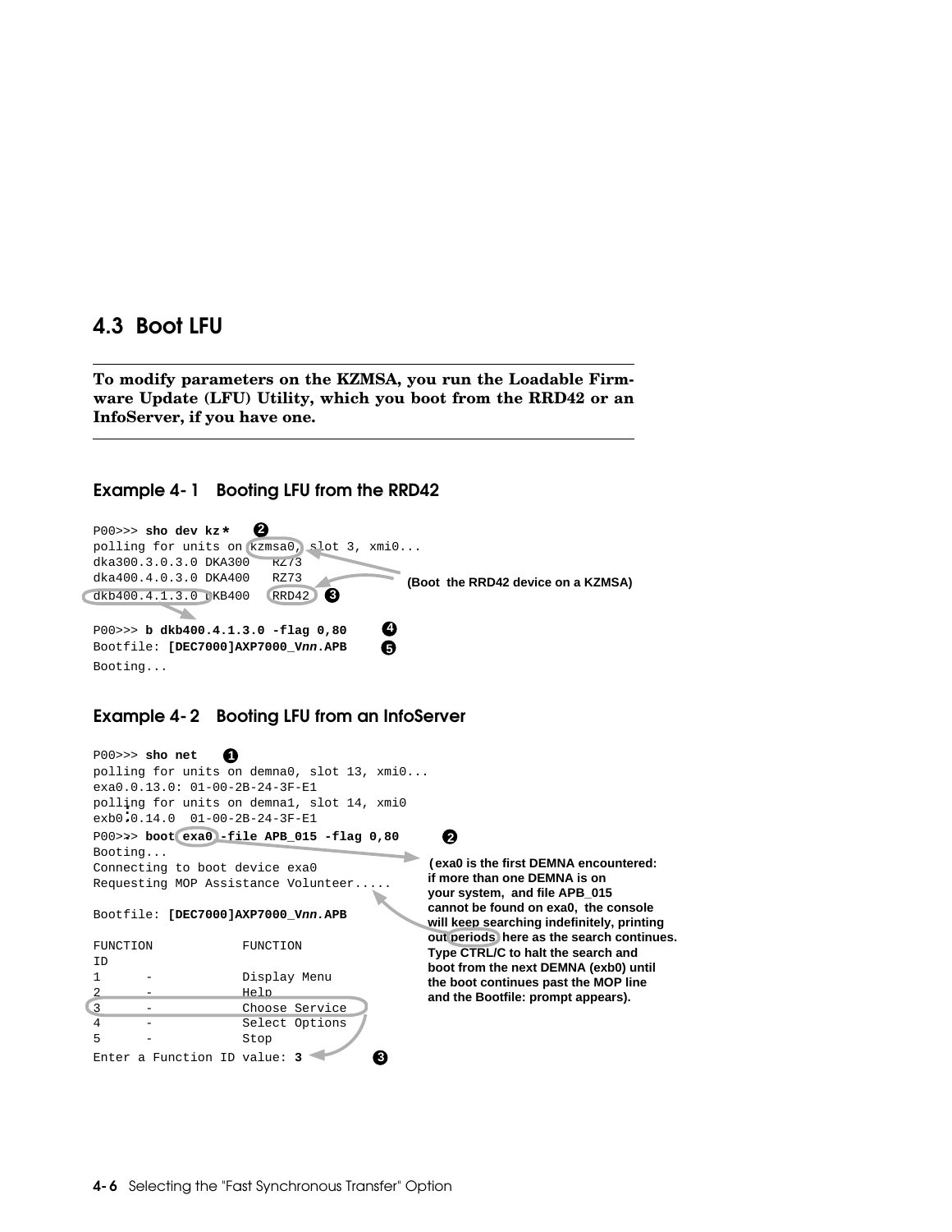## 4.3 Boot LFU

**To modify parameters on the KZMSA, you run the Loadable Firmware Update (LFU) Utility, which you boot from the RRD42 or an InfoServer, if you have one.**

### Example 4-1 Booting LFU from the RRD42

```
P00>>> sho dev kz*                                    ❷
polling for units on kzmsa0, slot 3, xmi0...
dka300.3.0.3.0 DKA300   RZ73
dka400.4.0.3.0 DKA400   RZ73
dkb400.4.1.3.0 DKB400   RRD42   ❸

P00>>> b dkb400.4.1.3.0 -flag 0,80                    ❹
Bootfile: [DEC7000]AXP7000_Vnn.APB                    ❺
Booting...
```

(Boot the RRD42 device on a KZMSA)

### Example 4-2 Booting LFU from an InfoServer

```
P00>>> sho net    ❶
polling for units on demna0, slot 13, xmi0...
exa0.0.13.0: 01-00-2B-24-3F-E1
polling for units on demna1, slot 14, xmi0
exb0.0.14.0  01-00-2B-24-3F-E1
P00>>> boot exa0 -file APB_015 -flag 0,80             ❷
Booting...
Connecting to boot device exa0
Requesting MOP Assistance Volunteer.....

Bootfile: [DEC7000]AXP7000_Vnn.APB

FUNCTION            FUNCTION
ID
1      -            Display Menu
2      -            Help
3      -            Choose Service
4      -            Select Options
5      -            Stop
Enter a Function ID value: 3                          ❸
```

(exa0 is the first DEMNA encountered: if more than one DEMNA is on your system, and file APB_015 cannot be found on exa0, the console will keep searching indefinitely, printing out periods here as the search continues. Type CTRL/C to halt the search and boot from the next DEMNA (exb0) until the boot continues past the MOP line and the Bootfile: prompt appears).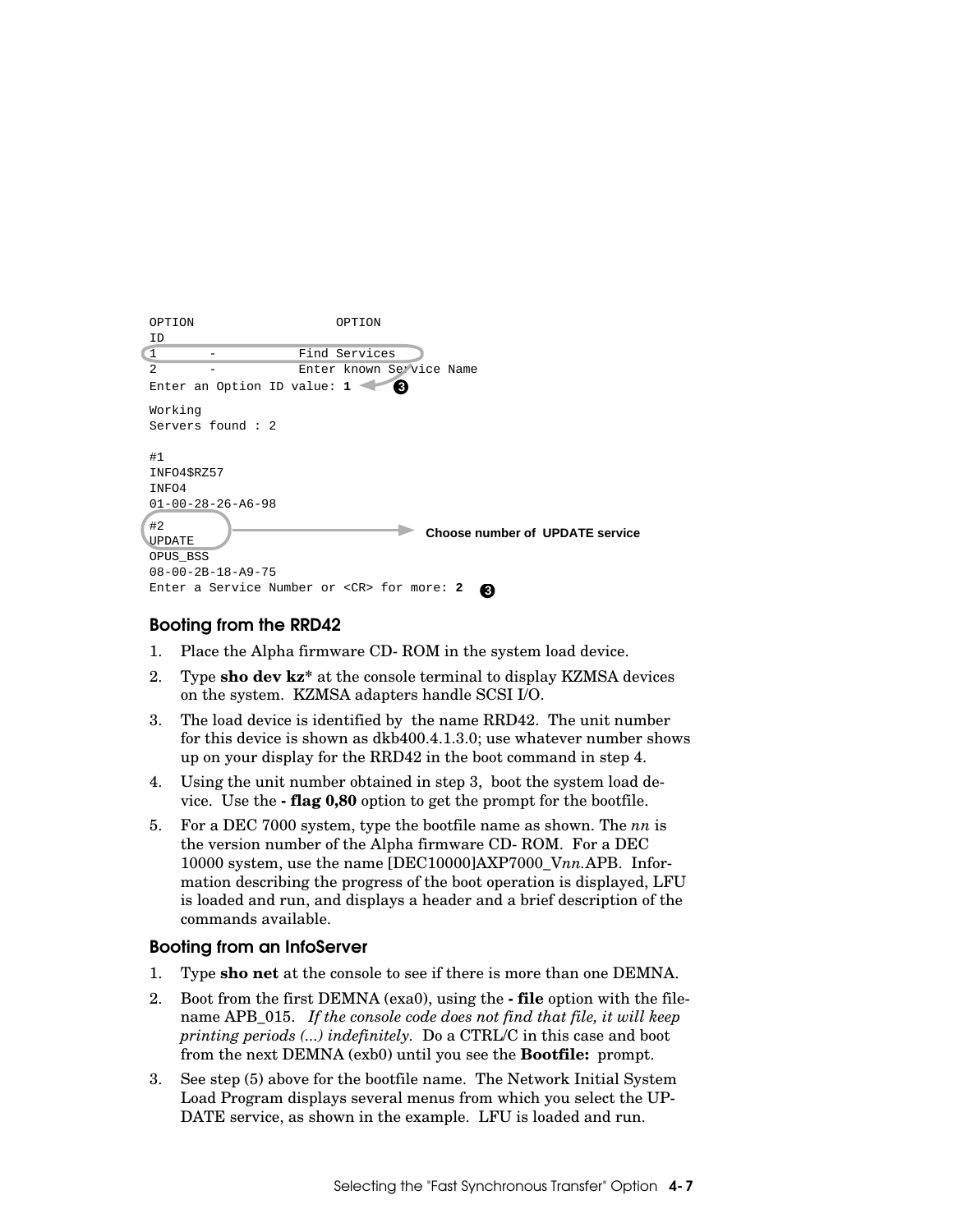```
OPTION                    OPTION
ID
1       -           Find Services
2       -           Enter known Service Name
Enter an Option ID value: 1   ❸

Working
Servers found : 2

#1
INFO4$RZ57
INFO4
01-00-28-26-A6-98
#2
UPDATE                                  Choose number of UPDATE service
OPUS_BSS
08-00-2B-18-A9-75
Enter a Service Number or <CR> for more: 2   ❸
```

### Booting from the RRD42

1. Place the Alpha firmware CD- ROM in the system load device.
2. Type **sho dev kz*** at the console terminal to display KZMSA devices on the system. KZMSA adapters handle SCSI I/O.
3. The load device is identified by the name RRD42. The unit number for this device is shown as dkb400.4.1.3.0; use whatever number shows up on your display for the RRD42 in the boot command in step 4.
4. Using the unit number obtained in step 3, boot the system load device. Use the **- flag 0,80** option to get the prompt for the bootfile.
5. For a DEC 7000 system, type the bootfile name as shown. The *nn* is the version number of the Alpha firmware CD- ROM. For a DEC 10000 system, use the name [DEC10000]AXP7000_V*nn*.APB. Information describing the progress of the boot operation is displayed, LFU is loaded and run, and displays a header and a brief description of the commands available.

### Booting from an InfoServer

1. Type **sho net** at the console to see if there is more than one DEMNA.
2. Boot from the first DEMNA (exa0), using the **- file** option with the filename APB_015. *If the console code does not find that file, it will keep printing periods (...) indefinitely*. Do a CTRL/C in this case and boot from the next DEMNA (exb0) until you see the **Bootfile:** prompt.
3. See step (5) above for the bootfile name. The Network Initial System Load Program displays several menus from which you select the UPDATE service, as shown in the example. LFU is loaded and run.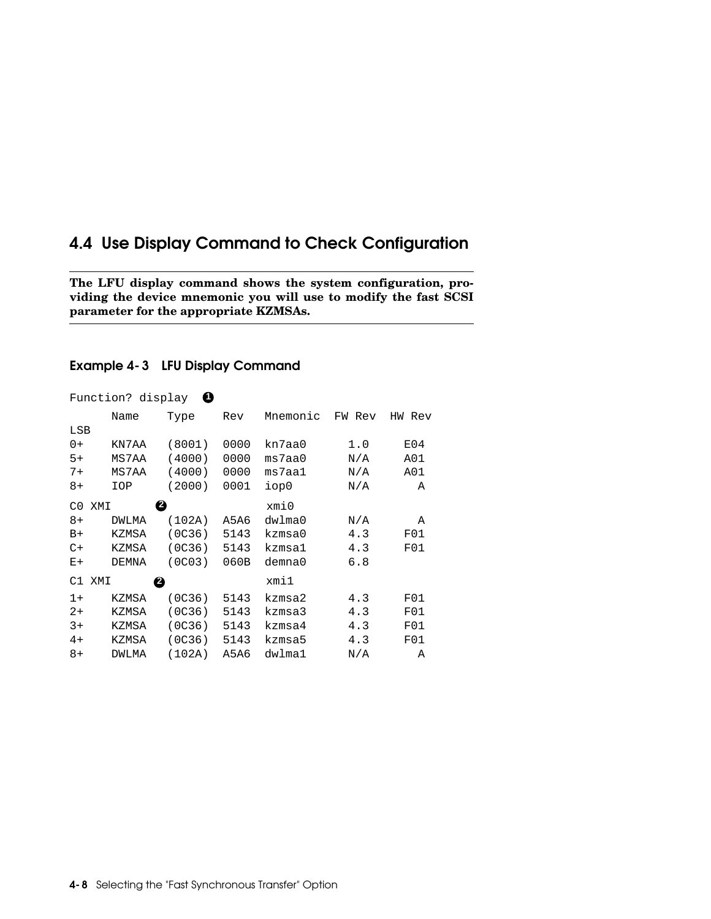## 4.4 Use Display Command to Check Configuration

**The LFU display command shows the system configuration, providing the device mnemonic you will use to modify the fast SCSI parameter for the appropriate KZMSAs.**

### Example 4-3 LFU Display Command

```
Function? display  ❶
      Name    Type    Rev   Mnemonic  FW Rev  HW Rev
LSB
0+    KN7AA   (8001)  0000  kn7aa0      1.0     E04
5+    MS7AA   (4000)  0000  ms7aa0      N/A     A01
7+    MS7AA   (4000)  0000  ms7aa1      N/A     A01
8+    IOP     (2000)  0001  iop0        N/A       A
C0 XMI      ❷               xmi0
8+    DWLMA   (102A)  A5A6  dwlma0      N/A       A
B+    KZMSA   (0C36)  5143  kzmsa0      4.3     F01
C+    KZMSA   (0C36)  5143  kzmsa1      4.3     F01
E+    DEMNA   (0C03)  060B  demna0      6.8
C1 XMI      ❷               xmi1
1+    KZMSA   (0C36)  5143  kzmsa2      4.3     F01
2+    KZMSA   (0C36)  5143  kzmsa3      4.3     F01
3+    KZMSA   (0C36)  5143  kzmsa4      4.3     F01
4+    KZMSA   (0C36)  5143  kzmsa5      4.3     F01
8+    DWLMA   (102A)  A5A6  dwlma1      N/A       A
```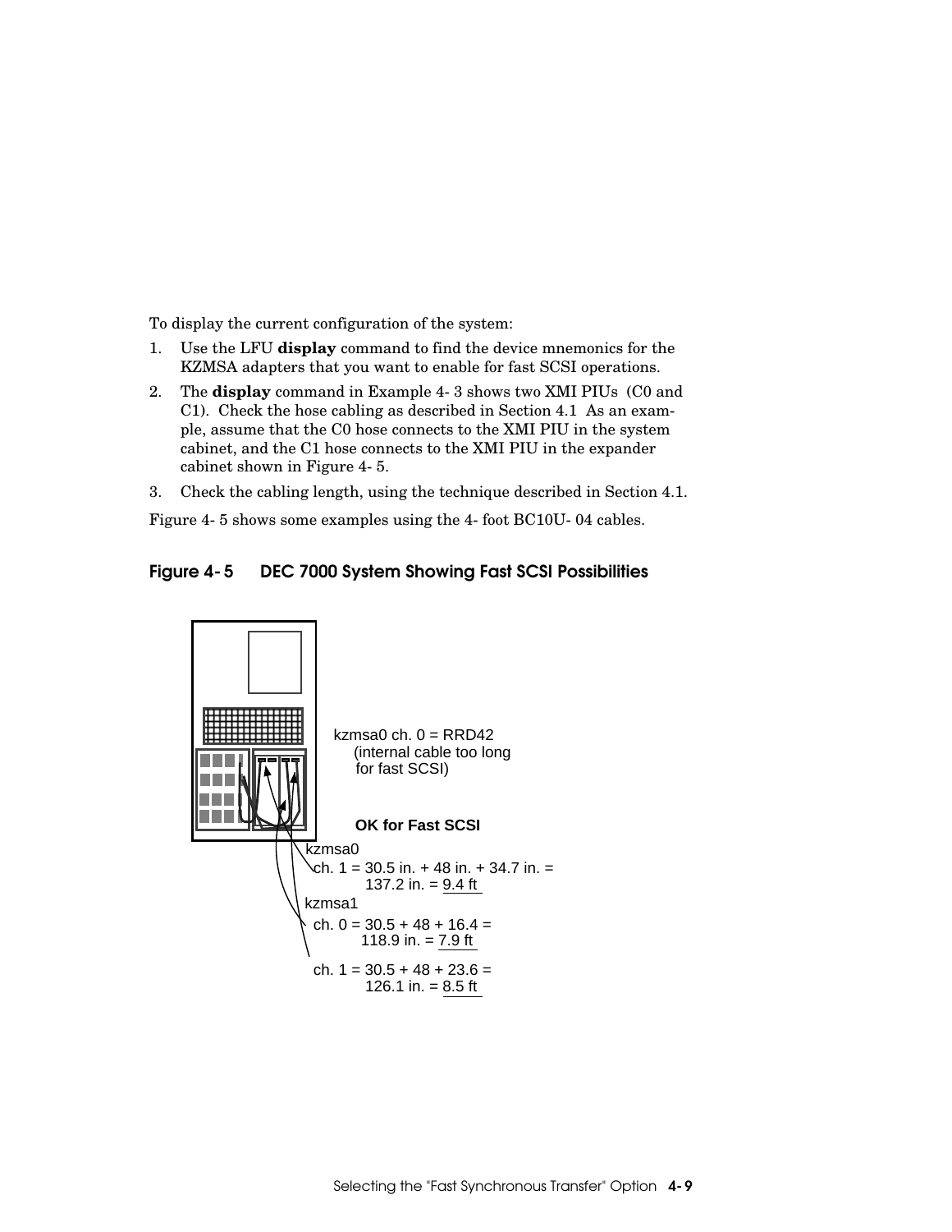To display the current configuration of the system:

1. Use the LFU **display** command to find the device mnemonics for the KZMSA adapters that you want to enable for fast SCSI operations.
2. The **display** command in Example 4- 3 shows two XMI PIUs (C0 and C1). Check the hose cabling as described in Section 4.1 As an example, assume that the C0 hose connects to the XMI PIU in the system cabinet, and the C1 hose connects to the XMI PIU in the expander cabinet shown in Figure 4- 5.
3. Check the cabling length, using the technique described in Section 4.1.

Figure 4- 5 shows some examples using the 4- foot BC10U- 04 cables.

**Figure 4- 5 DEC 7000 System Showing Fast SCSI Possibilities**

kzmsa0 ch. 0 = RRD42
(internal cable too long
for fast SCSI)

**OK for Fast SCSI**

kzmsa0
ch. 1 = 30.5 in. + 48 in. + 34.7 in. =
137.2 in. = 9.4 ft

kzmsa1
ch. 0 = 30.5 + 48 + 16.4 =
118.9 in. = 7.9 ft

ch. 1 = 30.5 + 48 + 23.6 =
126.1 in. = 8.5 ft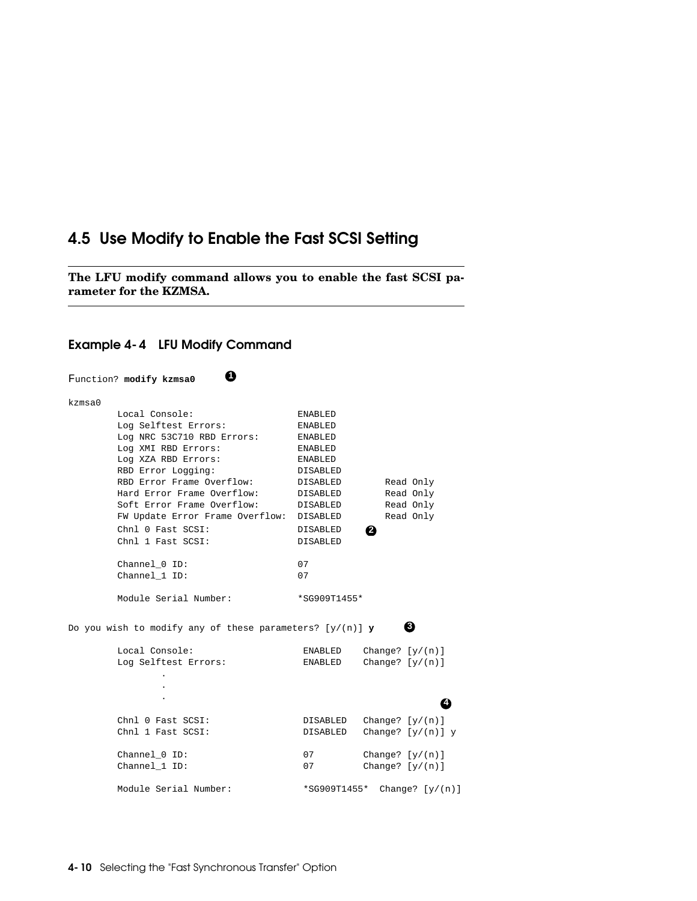## 4.5 Use Modify to Enable the Fast SCSI Setting

**The LFU modify command allows you to enable the fast SCSI parameter for the KZMSA.**

### Example 4-4 LFU Modify Command

```
Function? modify kzmsa0      ❶

kzmsa0
        Local Console:                   ENABLED
        Log Selftest Errors:             ENABLED
        Log NRC 53C710 RBD Errors:       ENABLED
        Log XMI RBD Errors:              ENABLED
        Log XZA RBD Errors:              ENABLED
        RBD Error Logging:               DISABLED
        RBD Error Frame Overflow:        DISABLED        Read Only
        Hard Error Frame Overflow:       DISABLED        Read Only
        Soft Error Frame Overflow:       DISABLED        Read Only
        FW Update Error Frame Overflow:  DISABLED        Read Only
        Chnl 0 Fast SCSI:                DISABLED    ❷
        Chnl 1 Fast SCSI:                DISABLED

        Channel_0 ID:                    07
        Channel_1 ID:                    07

        Module Serial Number:            *SG909T1455*

Do you wish to modify any of these parameters? [y/(n)] y      ❸

        Local Console:                    ENABLED    Change? [y/(n)]
        Log Selftest Errors:              ENABLED    Change? [y/(n)]
                .
                .
                .                                                  ❹
        Chnl 0 Fast SCSI:                 DISABLED   Change? [y/(n)]
        Chnl 1 Fast SCSI:                 DISABLED   Change? [y/(n)] y

        Channel_0 ID:                     07         Change? [y/(n)]
        Channel_1 ID:                     07         Change? [y/(n)]

        Module Serial Number:             *SG909T1455*  Change? [y/(n)]
```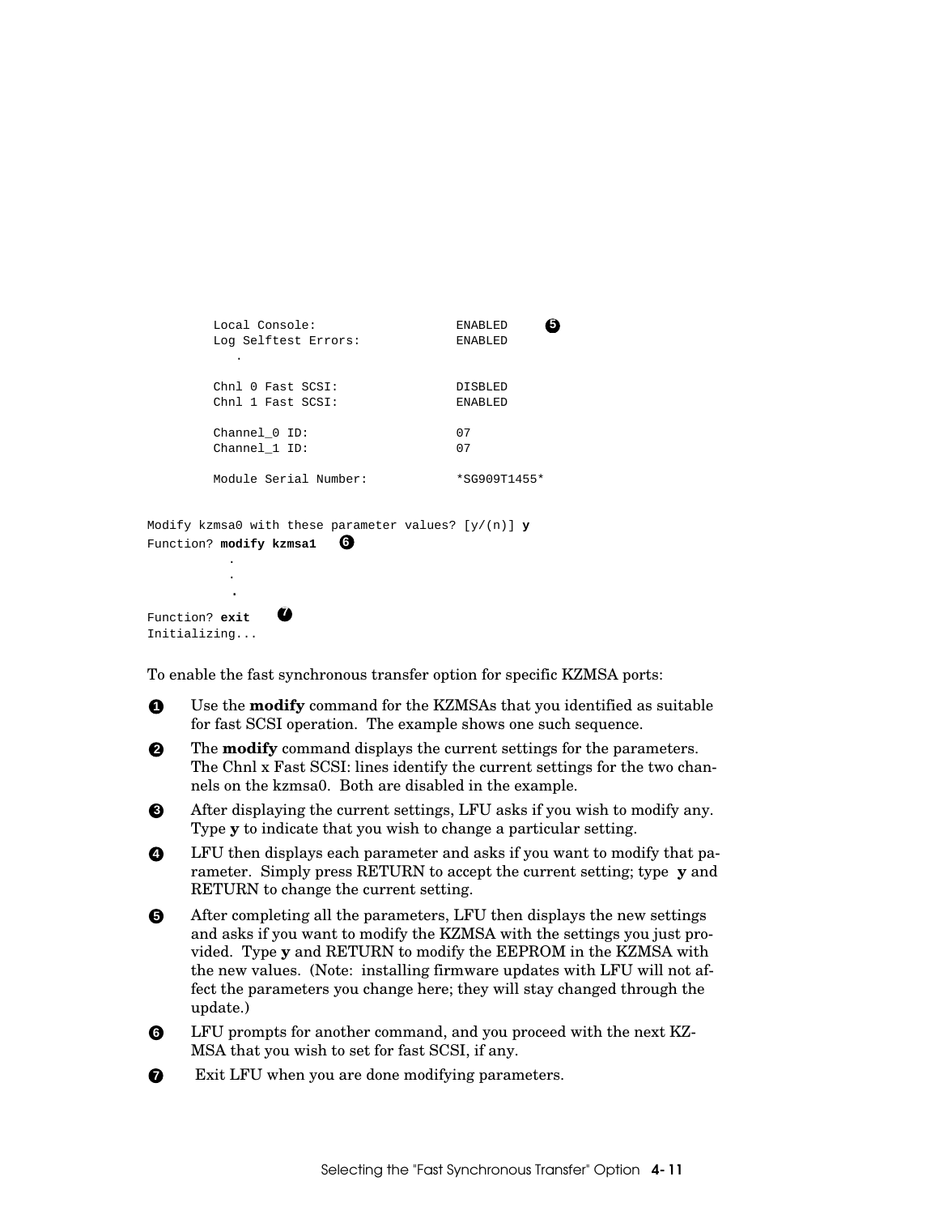```
         Local Console:                  ENABLED     ❺
         Log Selftest Errors:            ENABLED
            .

         Chnl 0 Fast SCSI:               DISBLED
         Chnl 1 Fast SCSI:               ENABLED

         Channel_0 ID:                   07
         Channel_1 ID:                   07

         Module Serial Number:           *SG909T1455*


Modify kzmsa0 with these parameter values? [y/(n)] y
Function? modify kzmsa1    ❻
           .
           .
           .
Function? exit     ❼
Initializing...
```

To enable the fast synchronous transfer option for specific KZMSA ports:

❶ Use the **modify** command for the KZMSAs that you identified as suitable for fast SCSI operation. The example shows one such sequence.

❷ The **modify** command displays the current settings for the parameters. The Chnl x Fast SCSI: lines identify the current settings for the two channels on the kzmsa0. Both are disabled in the example.

❸ After displaying the current settings, LFU asks if you wish to modify any. Type **y** to indicate that you wish to change a particular setting.

❹ LFU then displays each parameter and asks if you want to modify that parameter. Simply press RETURN to accept the current setting; type **y** and RETURN to change the current setting.

❺ After completing all the parameters, LFU then displays the new settings and asks if you want to modify the KZMSA with the settings you just provided. Type **y** and RETURN to modify the EEPROM in the KZMSA with the new values. (Note: installing firmware updates with LFU will not affect the parameters you change here; they will stay changed through the update.)

❻ LFU prompts for another command, and you proceed with the next KZMSA that you wish to set for fast SCSI, if any.

❼ Exit LFU when you are done modifying parameters.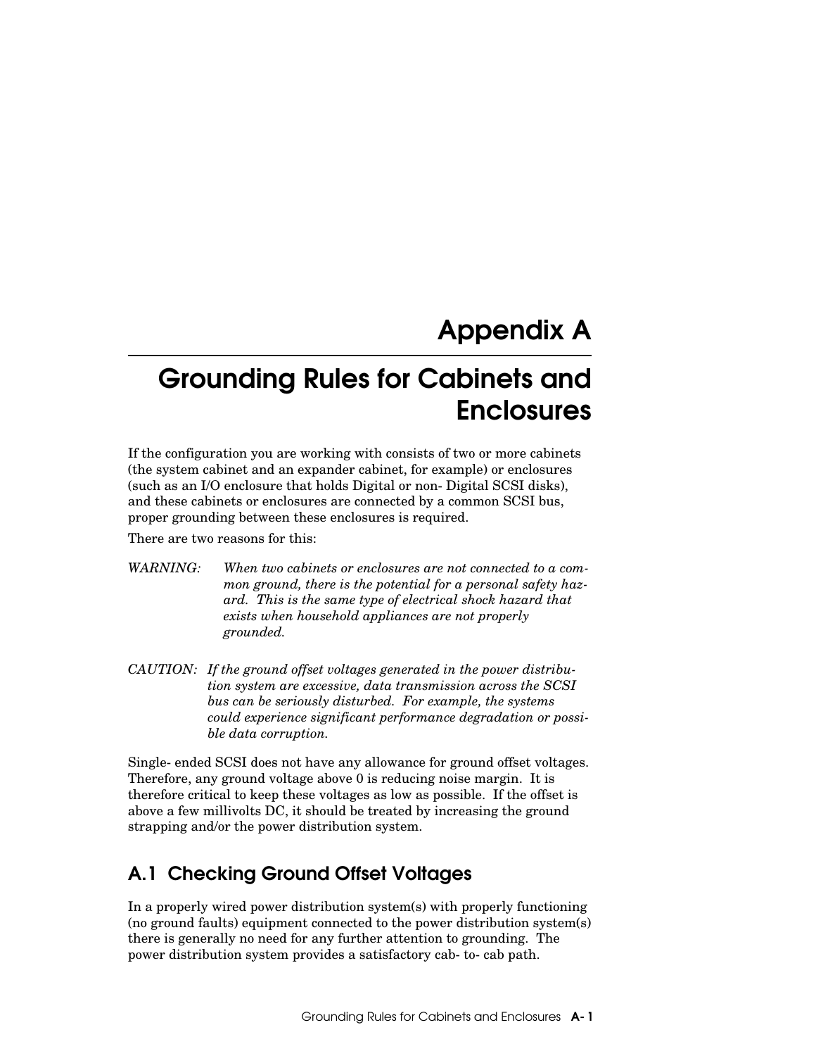# Appendix A

# Grounding Rules for Cabinets and Enclosures

If the configuration you are working with consists of two or more cabinets (the system cabinet and an expander cabinet, for example) or enclosures (such as an I/O enclosure that holds Digital or non- Digital SCSI disks), and these cabinets or enclosures are connected by a common SCSI bus, proper grounding between these enclosures is required.

There are two reasons for this:

*WARNING: When two cabinets or enclosures are not connected to a common ground, there is the potential for a personal safety hazard. This is the same type of electrical shock hazard that exists when household appliances are not properly grounded.*

*CAUTION: If the ground offset voltages generated in the power distribution system are excessive, data transmission across the SCSI bus can be seriously disturbed. For example, the systems could experience significant performance degradation or possible data corruption.*

Single- ended SCSI does not have any allowance for ground offset voltages. Therefore, any ground voltage above 0 is reducing noise margin. It is therefore critical to keep these voltages as low as possible. If the offset is above a few millivolts DC, it should be treated by increasing the ground strapping and/or the power distribution system.

## A.1 Checking Ground Offset Voltages

In a properly wired power distribution system(s) with properly functioning (no ground faults) equipment connected to the power distribution system(s) there is generally no need for any further attention to grounding. The power distribution system provides a satisfactory cab- to- cab path.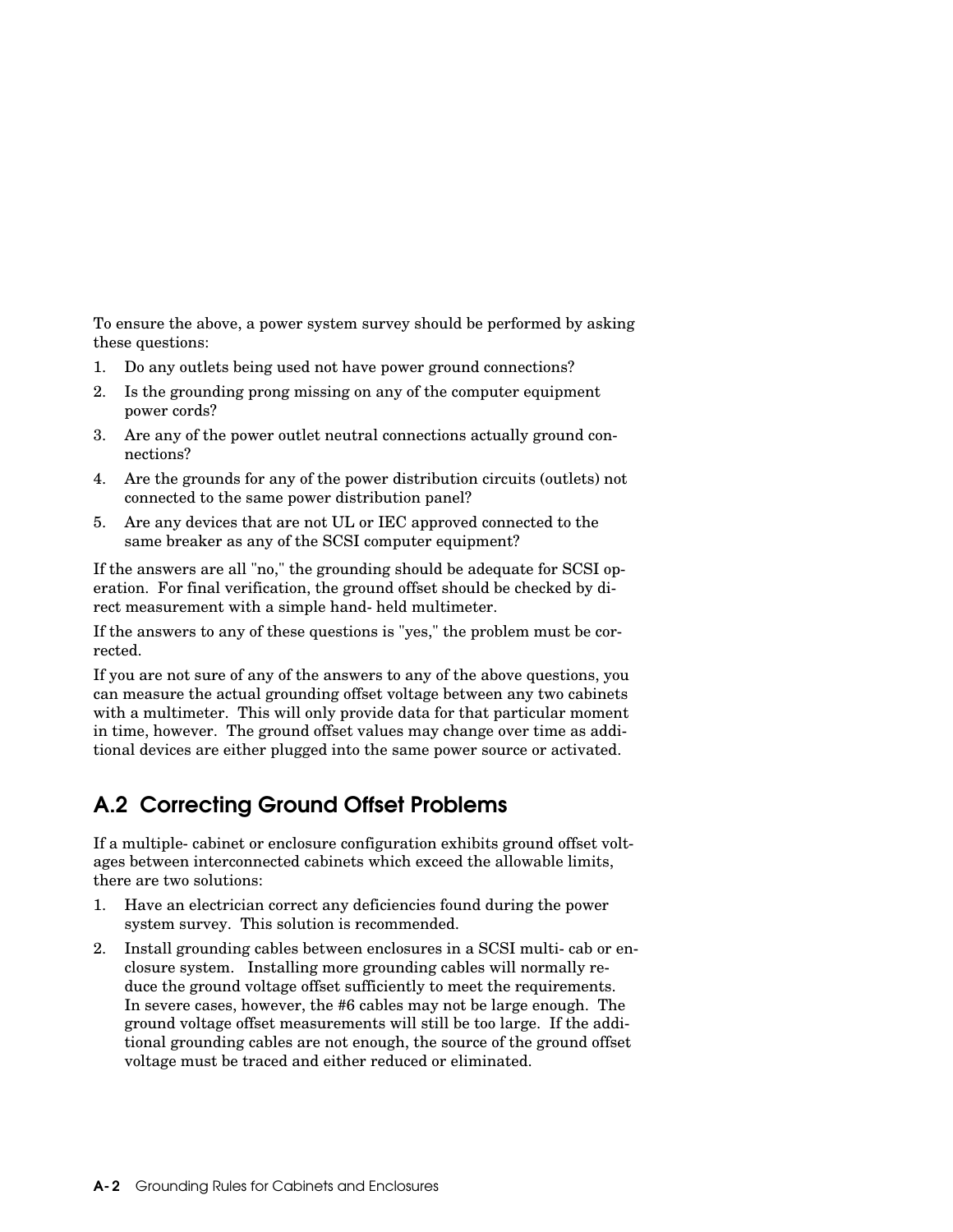To ensure the above, a power system survey should be performed by asking these questions:

1. Do any outlets being used not have power ground connections?
2. Is the grounding prong missing on any of the computer equipment power cords?
3. Are any of the power outlet neutral connections actually ground connections?
4. Are the grounds for any of the power distribution circuits (outlets) not connected to the same power distribution panel?
5. Are any devices that are not UL or IEC approved connected to the same breaker as any of the SCSI computer equipment?

If the answers are all "no," the grounding should be adequate for SCSI operation. For final verification, the ground offset should be checked by direct measurement with a simple hand- held multimeter.

If the answers to any of these questions is "yes," the problem must be corrected.

If you are not sure of any of the answers to any of the above questions, you can measure the actual grounding offset voltage between any two cabinets with a multimeter. This will only provide data for that particular moment in time, however. The ground offset values may change over time as additional devices are either plugged into the same power source or activated.

## A.2 Correcting Ground Offset Problems

If a multiple- cabinet or enclosure configuration exhibits ground offset voltages between interconnected cabinets which exceed the allowable limits, there are two solutions:

1. Have an electrician correct any deficiencies found during the power system survey. This solution is recommended.
2. Install grounding cables between enclosures in a SCSI multi- cab or enclosure system. Installing more grounding cables will normally reduce the ground voltage offset sufficiently to meet the requirements. In severe cases, however, the #6 cables may not be large enough. The ground voltage offset measurements will still be too large. If the additional grounding cables are not enough, the source of the ground offset voltage must be traced and either reduced or eliminated.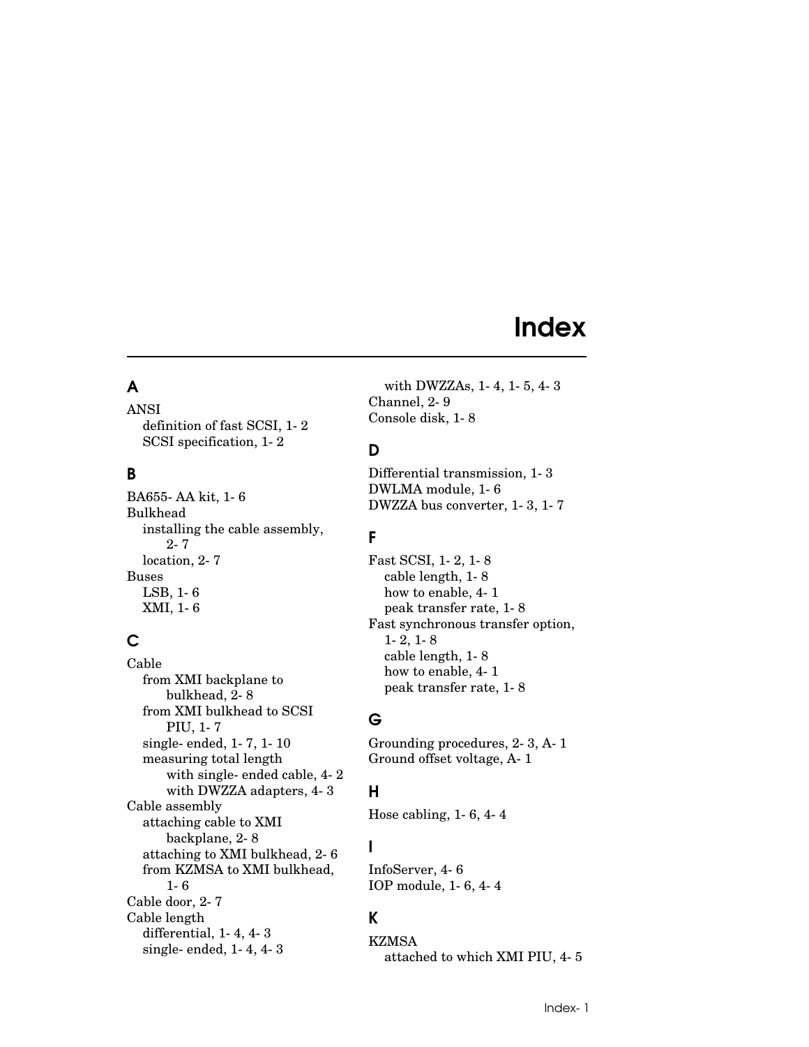# Index

## A

ANSI
- definition of fast SCSI, 1- 2
- SCSI specification, 1- 2

## B

BA655- AA kit, 1- 6
Bulkhead
- installing the cable assembly, 2- 7
- location, 2- 7

Buses
- LSB, 1- 6
- XMI, 1- 6

## C

Cable
- from XMI backplane to bulkhead, 2- 8
- from XMI bulkhead to SCSI PIU, 1- 7
- single- ended, 1- 7, 1- 10
- measuring total length
  - with single- ended cable, 4- 2
  - with DWZZA adapters, 4- 3

Cable assembly
- attaching cable to XMI backplane, 2- 8
- attaching to XMI bulkhead, 2- 6
- from KZMSA to XMI bulkhead, 1- 6

Cable door, 2- 7
Cable length
- differential, 1- 4, 4- 3
- single- ended, 1- 4, 4- 3
  - with DWZZAs, 1- 4, 1- 5, 4- 3

Channel, 2- 9
Console disk, 1- 8

## D

Differential transmission, 1- 3
DWLMA module, 1- 6
DWZZA bus converter, 1- 3, 1- 7

## F

Fast SCSI, 1- 2, 1- 8
- cable length, 1- 8
- how to enable, 4- 1
- peak transfer rate, 1- 8

Fast synchronous transfer option, 1- 2, 1- 8
- cable length, 1- 8
- how to enable, 4- 1
- peak transfer rate, 1- 8

## G

Grounding procedures, 2- 3, A- 1
Ground offset voltage, A- 1

## H

Hose cabling, 1- 6, 4- 4

## I

InfoServer, 4- 6
IOP module, 1- 6, 4- 4

## K

KZMSA
- attached to which XMI PIU, 4- 5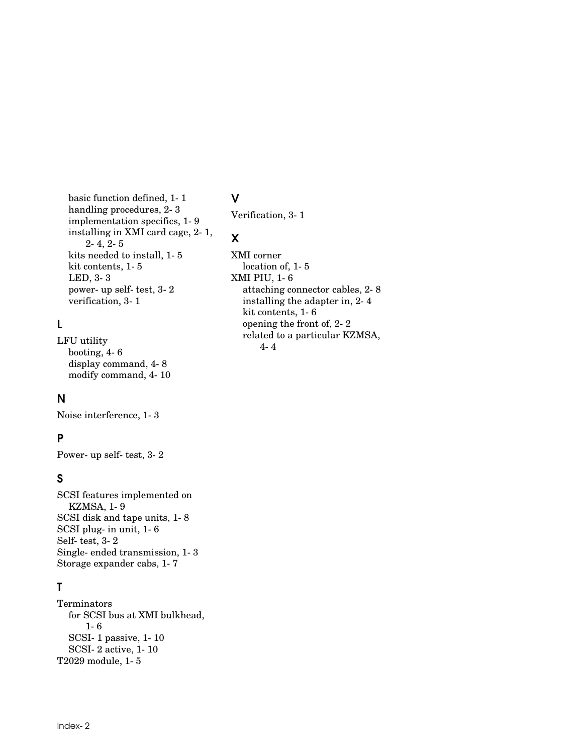basic function defined, 1- 1
handling procedures, 2- 3
implementation specifics, 1- 9
installing in XMI card cage, 2- 1, 2- 4, 2- 5
kits needed to install, 1- 5
kit contents, 1- 5
LED, 3- 3
power- up self- test, 3- 2
verification, 3- 1

## L

LFU utility
  booting, 4- 6
  display command, 4- 8
  modify command, 4- 10

## N

Noise interference, 1- 3

## P

Power- up self- test, 3- 2

## S

SCSI features implemented on KZMSA, 1- 9
SCSI disk and tape units, 1- 8
SCSI plug- in unit, 1- 6
Self- test, 3- 2
Single- ended transmission, 1- 3
Storage expander cabs, 1- 7

## T

Terminators
  for SCSI bus at XMI bulkhead, 1- 6
  SCSI- 1 passive, 1- 10
  SCSI- 2 active, 1- 10
T2029 module, 1- 5

## V

Verification, 3- 1

## X

XMI corner
  location of, 1- 5
XMI PIU, 1- 6
  attaching connector cables, 2- 8
  installing the adapter in, 2- 4
  kit contents, 1- 6
  opening the front of, 2- 2
  related to a particular KZMSA, 4- 4